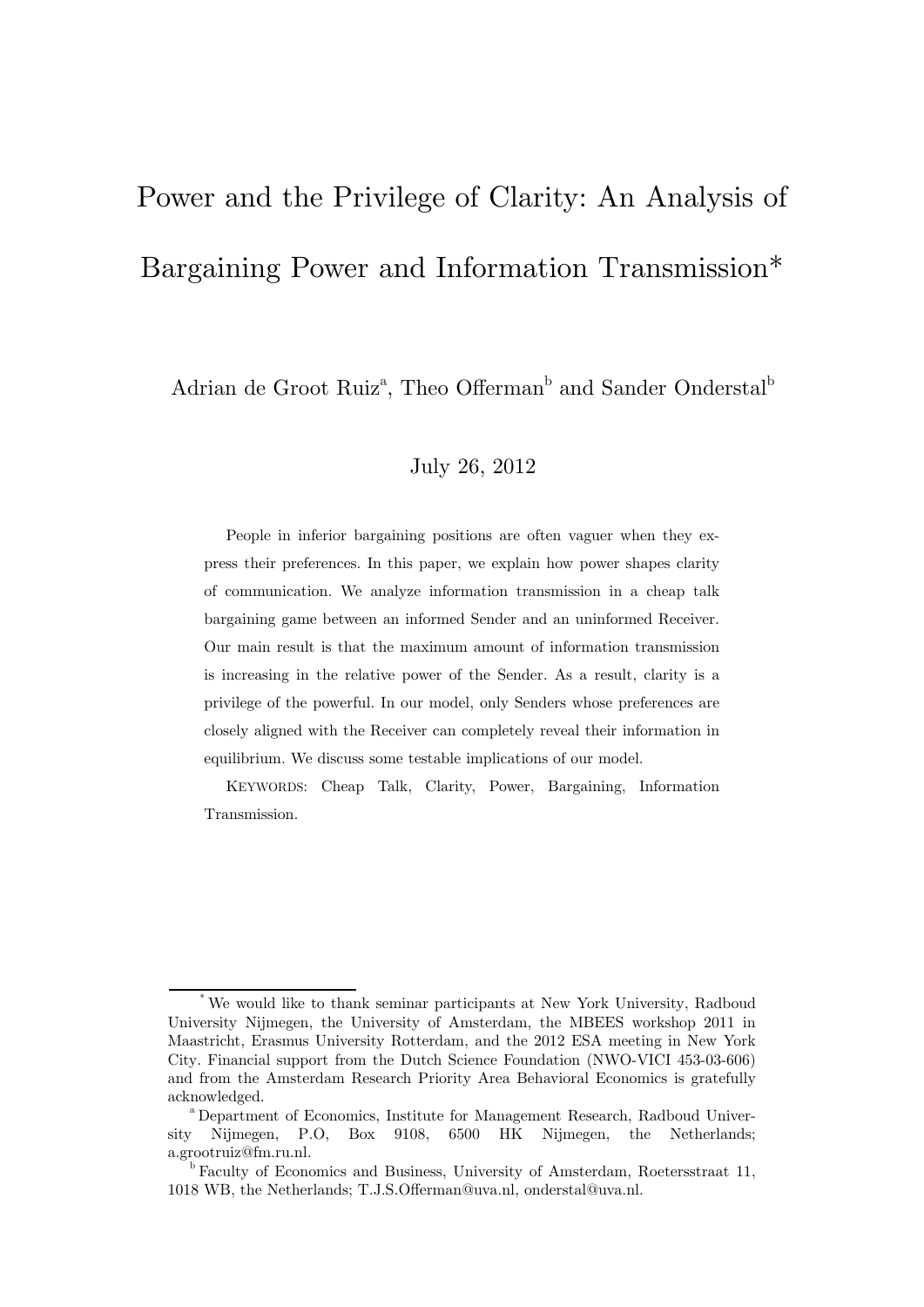# Power and the Privilege of Clarity: An Analysis of Bargaining Power and Information Transmission*

Adrian de Groot Ruiz[a], Theo Offerman[b] and Sander Onderstal[b]

July 26, 2012

People in inferior bargaining positions are often vaguer when they express their preferences. In this paper, we explain how power shapes clarity of communication. We analyze information transmission in a cheap talk bargaining game between an informed Sender and an uninformed Receiver. Our main result is that the maximum amount of information transmission is increasing in the relative power of the Sender. As a result, clarity is a privilege of the powerful. In our model, only Senders whose preferences are closely aligned with the Receiver can completely reveal their information in equilibrium. We discuss some testable implications of our model.

KEYWORDS: Cheap Talk, Clarity, Power, Bargaining, Information Transmission.

---

[*] We would like to thank seminar participants at New York University, Radboud University Nijmegen, the University of Amsterdam, the MBEES workshop 2011 in Maastricht, Erasmus University Rotterdam, and the 2012 ESA meeting in New York City. Financial support from the Dutch Science Foundation (NWO-VICI 453-03-606) and from the Amsterdam Research Priority Area Behavioral Economics is gratefully acknowledged.

[a] Department of Economics, Institute for Management Research, Radboud University Nijmegen, P.O, Box 9108, 6500 HK Nijmegen, the Netherlands; a.grootruiz@fm.ru.nl.

[b] Faculty of Economics and Business, University of Amsterdam, Roetersstraat 11, 1018 WB, the Netherlands; T.J.S.Offerman@uva.nl, onderstal@uva.nl.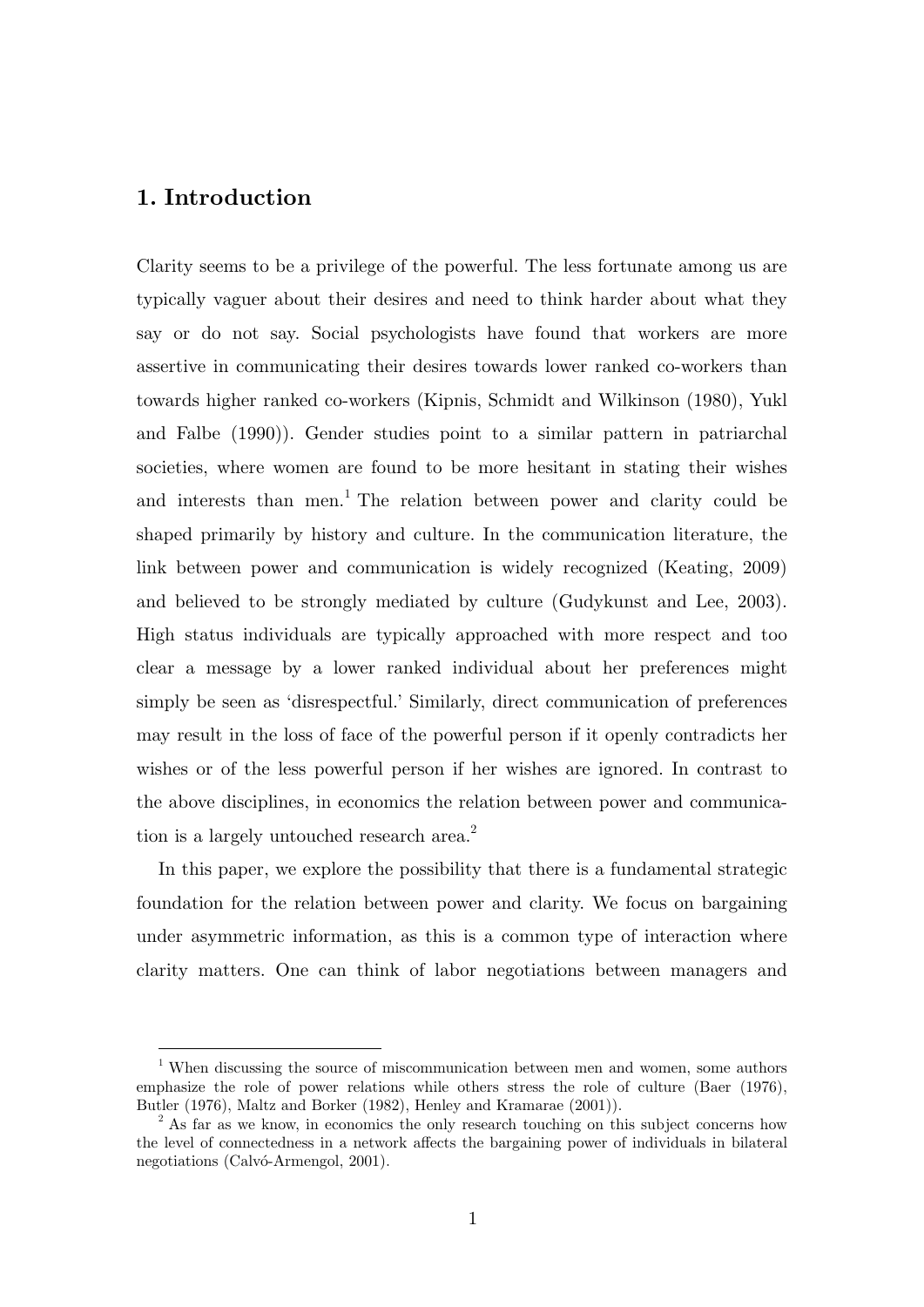## 1. Introduction

Clarity seems to be a privilege of the powerful. The less fortunate among us are typically vaguer about their desires and need to think harder about what they say or do not say. Social psychologists have found that workers are more assertive in communicating their desires towards lower ranked co-workers than towards higher ranked co-workers (Kipnis, Schmidt and Wilkinson (1980), Yukl and Falbe (1990)). Gender studies point to a similar pattern in patriarchal societies, where women are found to be more hesitant in stating their wishes and interests than men.[1] The relation between power and clarity could be shaped primarily by history and culture. In the communication literature, the link between power and communication is widely recognized (Keating, 2009) and believed to be strongly mediated by culture (Gudykunst and Lee, 2003). High status individuals are typically approached with more respect and too clear a message by a lower ranked individual about her preferences might simply be seen as 'disrespectful.' Similarly, direct communication of preferences may result in the loss of face of the powerful person if it openly contradicts her wishes or of the less powerful person if her wishes are ignored. In contrast to the above disciplines, in economics the relation between power and communication is a largely untouched research area.[2]

In this paper, we explore the possibility that there is a fundamental strategic foundation for the relation between power and clarity. We focus on bargaining under asymmetric information, as this is a common type of interaction where clarity matters. One can think of labor negotiations between managers and

---

[1] When discussing the source of miscommunication between men and women, some authors emphasize the role of power relations while others stress the role of culture (Baer (1976), Butler (1976), Maltz and Borker (1982), Henley and Kramarae (2001)).

[2] As far as we know, in economics the only research touching on this subject concerns how the level of connectedness in a network affects the bargaining power of individuals in bilateral negotiations (Calvó-Armengol, 2001).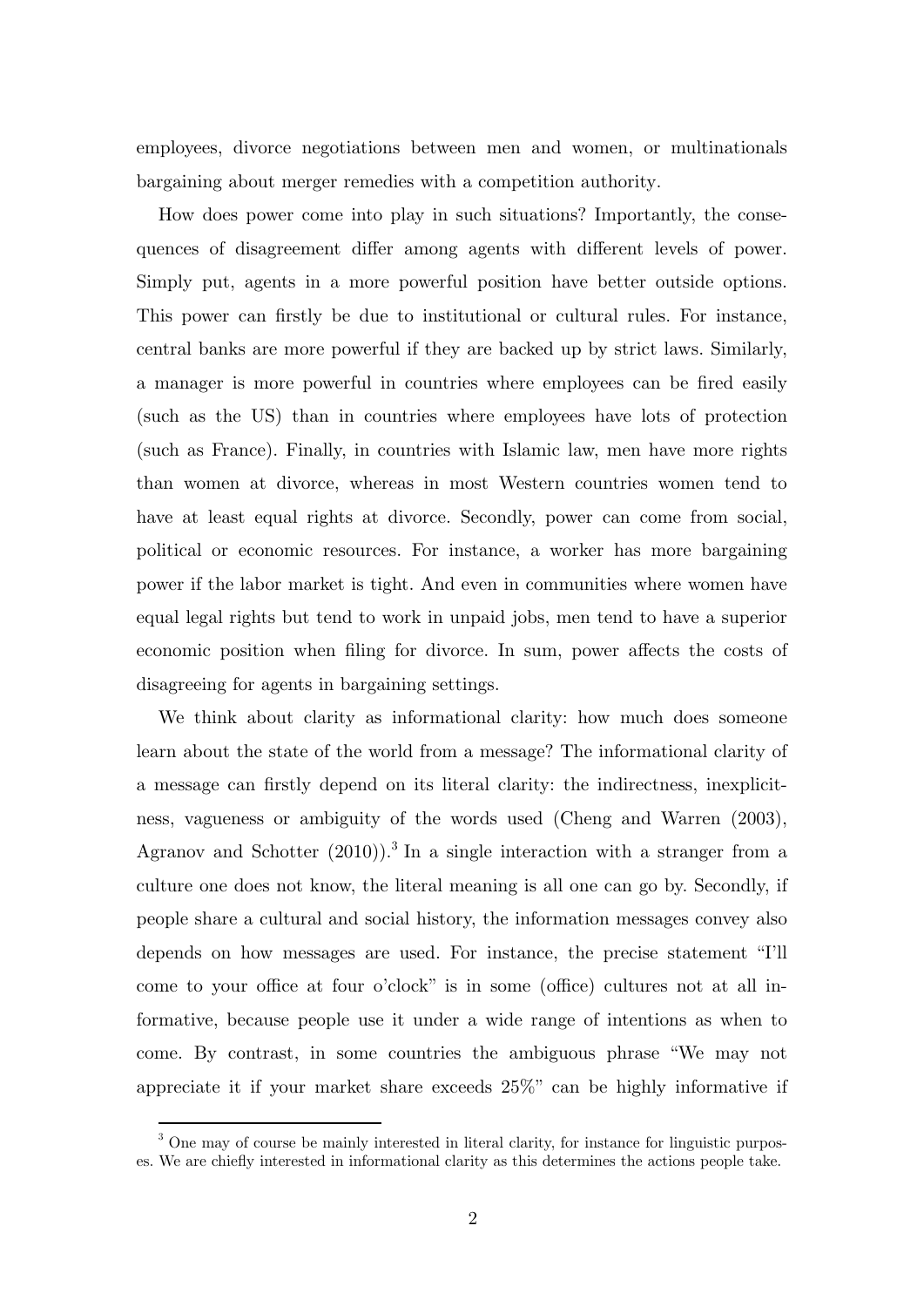employees, divorce negotiations between men and women, or multinationals bargaining about merger remedies with a competition authority.

How does power come into play in such situations? Importantly, the consequences of disagreement differ among agents with different levels of power. Simply put, agents in a more powerful position have better outside options. This power can firstly be due to institutional or cultural rules. For instance, central banks are more powerful if they are backed up by strict laws. Similarly, a manager is more powerful in countries where employees can be fired easily (such as the US) than in countries where employees have lots of protection (such as France). Finally, in countries with Islamic law, men have more rights than women at divorce, whereas in most Western countries women tend to have at least equal rights at divorce. Secondly, power can come from social, political or economic resources. For instance, a worker has more bargaining power if the labor market is tight. And even in communities where women have equal legal rights but tend to work in unpaid jobs, men tend to have a superior economic position when filing for divorce. In sum, power affects the costs of disagreeing for agents in bargaining settings.

We think about clarity as informational clarity: how much does someone learn about the state of the world from a message? The informational clarity of a message can firstly depend on its literal clarity: the indirectness, inexplicitness, vagueness or ambiguity of the words used (Cheng and Warren (2003), Agranov and Schotter (2010)).[3] In a single interaction with a stranger from a culture one does not know, the literal meaning is all one can go by. Secondly, if people share a cultural and social history, the information messages convey also depends on how messages are used. For instance, the precise statement "I'll come to your office at four o'clock" is in some (office) cultures not at all informative, because people use it under a wide range of intentions as when to come. By contrast, in some countries the ambiguous phrase "We may not appreciate it if your market share exceeds 25%" can be highly informative if

[3] One may of course be mainly interested in literal clarity, for instance for linguistic purposes. We are chiefly interested in informational clarity as this determines the actions people take.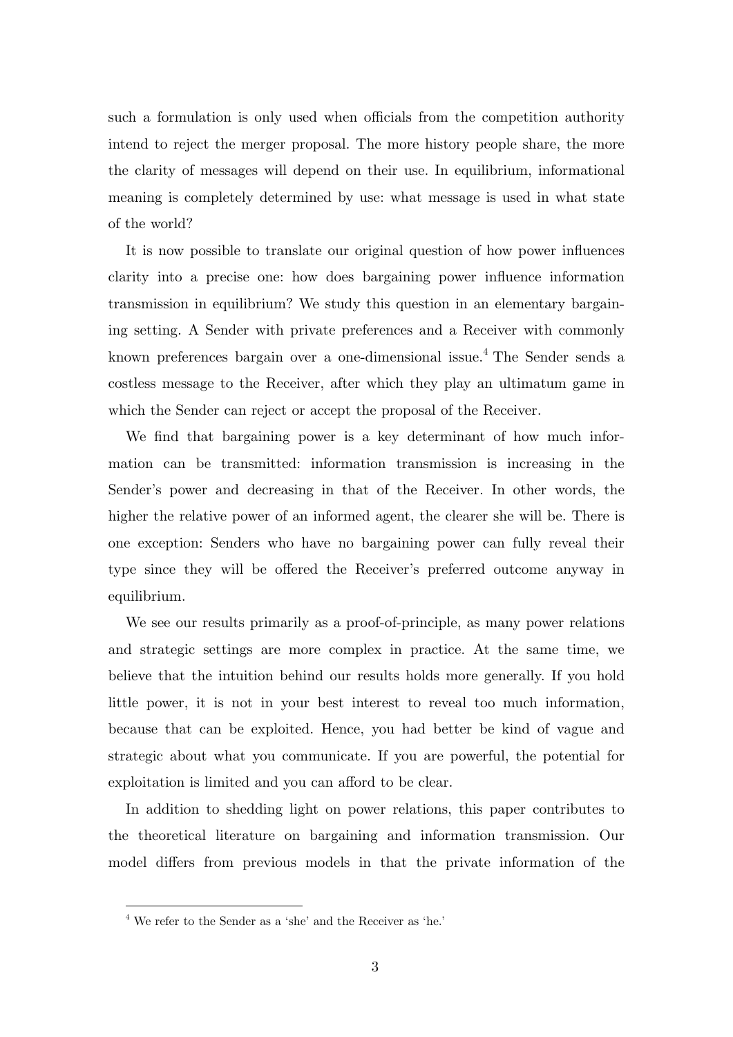such a formulation is only used when officials from the competition authority intend to reject the merger proposal. The more history people share, the more the clarity of messages will depend on their use. In equilibrium, informational meaning is completely determined by use: what message is used in what state of the world?

It is now possible to translate our original question of how power influences clarity into a precise one: how does bargaining power influence information transmission in equilibrium? We study this question in an elementary bargaining setting. A Sender with private preferences and a Receiver with commonly known preferences bargain over a one-dimensional issue.[4] The Sender sends a costless message to the Receiver, after which they play an ultimatum game in which the Sender can reject or accept the proposal of the Receiver.

We find that bargaining power is a key determinant of how much information can be transmitted: information transmission is increasing in the Sender's power and decreasing in that of the Receiver. In other words, the higher the relative power of an informed agent, the clearer she will be. There is one exception: Senders who have no bargaining power can fully reveal their type since they will be offered the Receiver's preferred outcome anyway in equilibrium.

We see our results primarily as a proof-of-principle, as many power relations and strategic settings are more complex in practice. At the same time, we believe that the intuition behind our results holds more generally. If you hold little power, it is not in your best interest to reveal too much information, because that can be exploited. Hence, you had better be kind of vague and strategic about what you communicate. If you are powerful, the potential for exploitation is limited and you can afford to be clear.

In addition to shedding light on power relations, this paper contributes to the theoretical literature on bargaining and information transmission. Our model differs from previous models in that the private information of the

[4] We refer to the Sender as a 'she' and the Receiver as 'he.'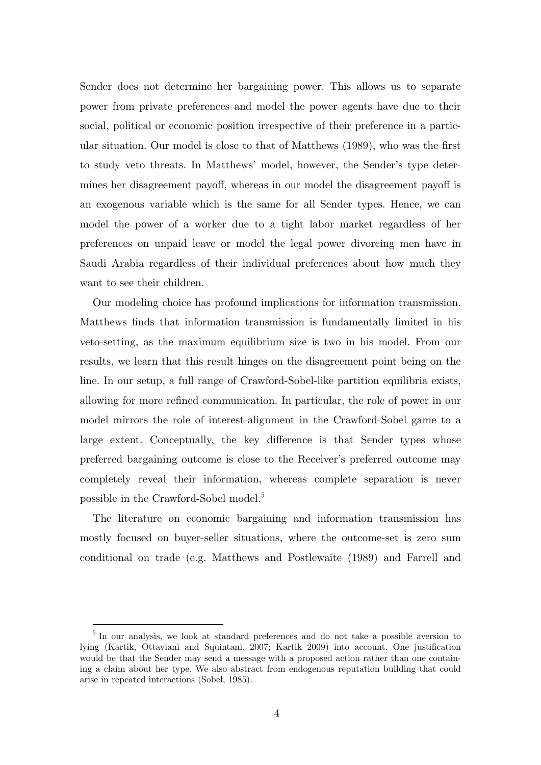Sender does not determine her bargaining power. This allows us to separate power from private preferences and model the power agents have due to their social, political or economic position irrespective of their preference in a particular situation. Our model is close to that of Matthews (1989), who was the first to study veto threats. In Matthews' model, however, the Sender's type determines her disagreement payoff, whereas in our model the disagreement payoff is an exogenous variable which is the same for all Sender types. Hence, we can model the power of a worker due to a tight labor market regardless of her preferences on unpaid leave or model the legal power divorcing men have in Saudi Arabia regardless of their individual preferences about how much they want to see their children.

Our modeling choice has profound implications for information transmission. Matthews finds that information transmission is fundamentally limited in his veto-setting, as the maximum equilibrium size is two in his model. From our results, we learn that this result hinges on the disagreement point being on the line. In our setup, a full range of Crawford-Sobel-like partition equilibria exists, allowing for more refined communication. In particular, the role of power in our model mirrors the role of interest-alignment in the Crawford-Sobel game to a large extent. Conceptually, the key difference is that Sender types whose preferred bargaining outcome is close to the Receiver's preferred outcome may completely reveal their information, whereas complete separation is never possible in the Crawford-Sobel model.[5]

The literature on economic bargaining and information transmission has mostly focused on buyer-seller situations, where the outcome-set is zero sum conditional on trade (e.g. Matthews and Postlewaite (1989) and Farrell and

[5] In our analysis, we look at standard preferences and do not take a possible aversion to lying (Kartik, Ottaviani and Squintani, 2007; Kartik 2009) into account. One justification would be that the Sender may send a message with a proposed action rather than one containing a claim about her type. We also abstract from endogenous reputation building that could arise in repeated interactions (Sobel, 1985).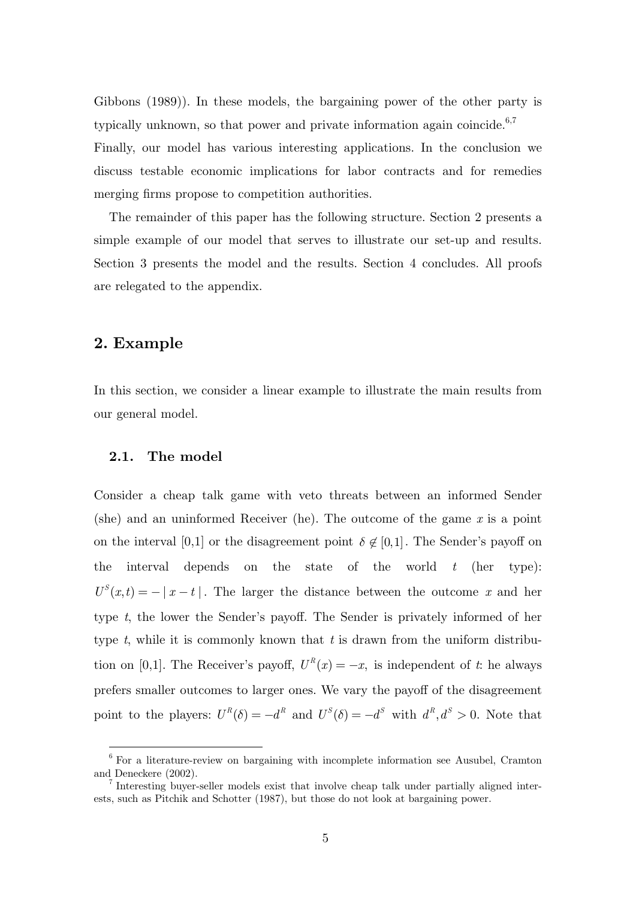Gibbons (1989)). In these models, the bargaining power of the other party is typically unknown, so that power and private information again coincide.[6,7]

Finally, our model has various interesting applications. In the conclusion we discuss testable economic implications for labor contracts and for remedies merging firms propose to competition authorities.

The remainder of this paper has the following structure. Section 2 presents a simple example of our model that serves to illustrate our set-up and results. Section 3 presents the model and the results. Section 4 concludes. All proofs are relegated to the appendix.

## 2. Example

In this section, we consider a linear example to illustrate the main results from our general model.

### 2.1. The model

Consider a cheap talk game with veto threats between an informed Sender (she) and an uninformed Receiver (he). The outcome of the game $x$ is a point on the interval [0,1] or the disagreement point $\delta \notin [0,1]$. The Sender's payoff on the interval depends on the state of the world $t$ (her type): $U^S(x,t) = -|x-t|$. The larger the distance between the outcome $x$ and her type $t$, the lower the Sender's payoff. The Sender is privately informed of her type $t$, while it is commonly known that $t$ is drawn from the uniform distribution on [0,1]. The Receiver's payoff, $U^R(x) = -x$, is independent of $t$: he always prefers smaller outcomes to larger ones. We vary the payoff of the disagreement point to the players: $U^R(\delta) = -d^R$ and $U^S(\delta) = -d^S$ with $d^R, d^S > 0$. Note that

---

[6] For a literature-review on bargaining with incomplete information see Ausubel, Cramton and Deneckere (2002).

[7] Interesting buyer-seller models exist that involve cheap talk under partially aligned interests, such as Pitchik and Schotter (1987), but those do not look at bargaining power.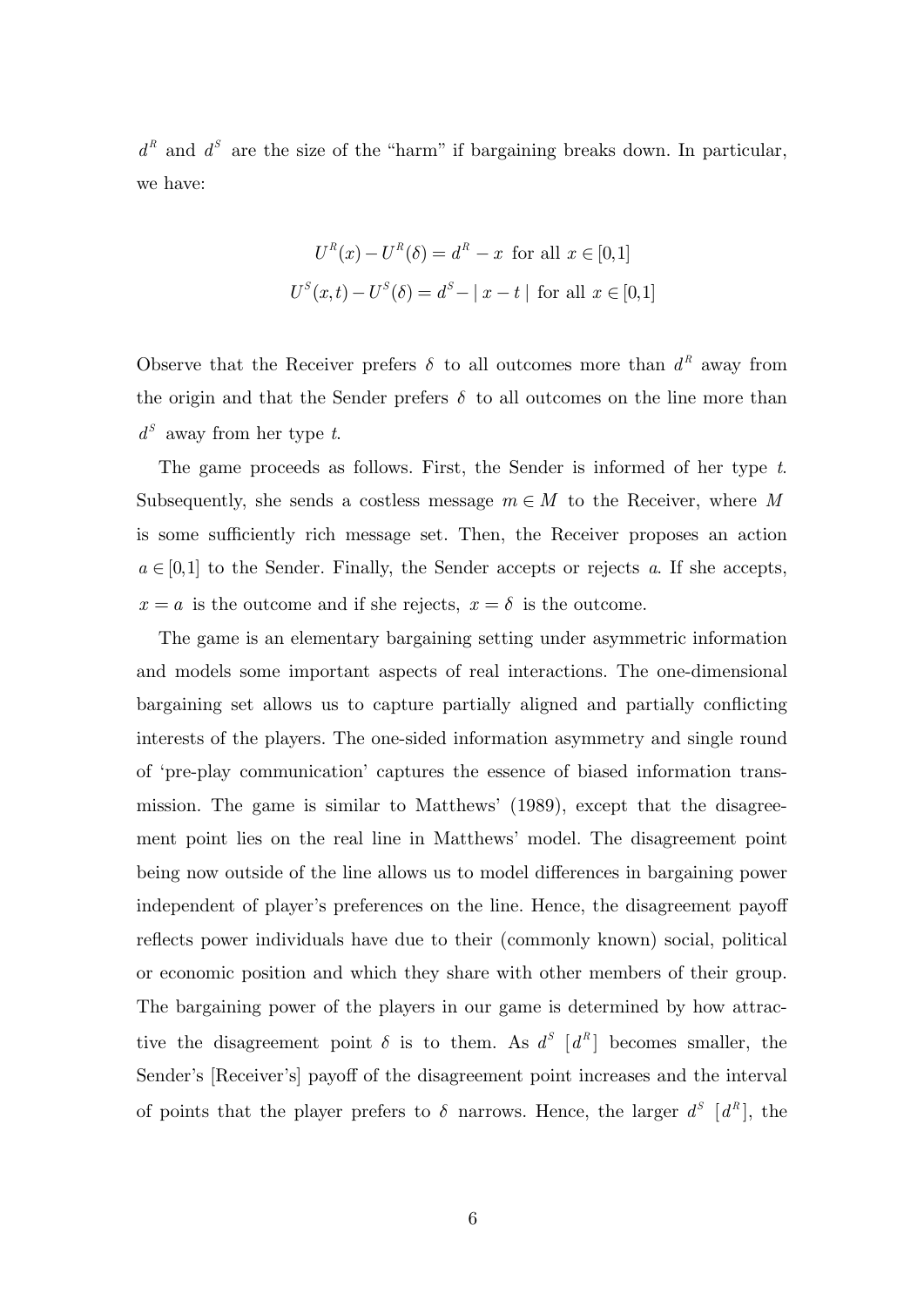$d^R$ and $d^S$ are the size of the "harm" if bargaining breaks down. In particular, we have:

$$U^R(x) - U^R(\delta) = d^R - x \text{ for all } x \in [0,1]$$
$$U^S(x,t) - U^S(\delta) = d^S - |\, x - t \,| \text{ for all } x \in [0,1]$$

Observe that the Receiver prefers $\delta$ to all outcomes more than $d^R$ away from the origin and that the Sender prefers $\delta$ to all outcomes on the line more than $d^S$ away from her type $t$.

The game proceeds as follows. First, the Sender is informed of her type $t$. Subsequently, she sends a costless message $m \in M$ to the Receiver, where $M$ is some sufficiently rich message set. Then, the Receiver proposes an action $a \in [0,1]$ to the Sender. Finally, the Sender accepts or rejects $a$. If she accepts, $x = a$ is the outcome and if she rejects, $x = \delta$ is the outcome.

The game is an elementary bargaining setting under asymmetric information and models some important aspects of real interactions. The one-dimensional bargaining set allows us to capture partially aligned and partially conflicting interests of the players. The one-sided information asymmetry and single round of 'pre-play communication' captures the essence of biased information transmission. The game is similar to Matthews' (1989), except that the disagreement point lies on the real line in Matthews' model. The disagreement point being now outside of the line allows us to model differences in bargaining power independent of player's preferences on the line. Hence, the disagreement payoff reflects power individuals have due to their (commonly known) social, political or economic position and which they share with other members of their group. The bargaining power of the players in our game is determined by how attractive the disagreement point $\delta$ is to them. As $d^S$ [$d^R$] becomes smaller, the Sender's [Receiver's] payoff of the disagreement point increases and the interval of points that the player prefers to $\delta$ narrows. Hence, the larger $d^S$ [$d^R$], the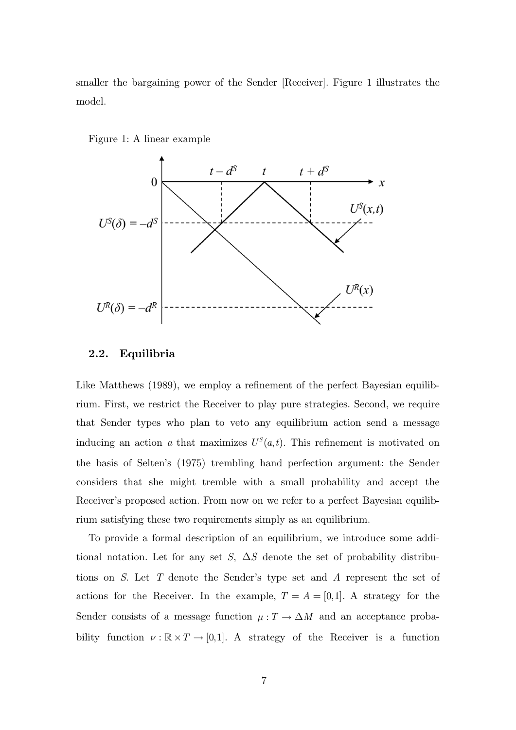smaller the bargaining power of the Sender [Receiver]. Figure 1 illustrates the model.

Figure 1: A linear example

### 2.2. Equilibria

Like Matthews (1989), we employ a refinement of the perfect Bayesian equilibrium. First, we restrict the Receiver to play pure strategies. Second, we require that Sender types who plan to veto any equilibrium action send a message inducing an action $a$ that maximizes $U^S(a,t)$. This refinement is motivated on the basis of Selten's (1975) trembling hand perfection argument: the Sender considers that she might tremble with a small probability and accept the Receiver's proposed action. From now on we refer to a perfect Bayesian equilibrium satisfying these two requirements simply as an equilibrium.

To provide a formal description of an equilibrium, we introduce some additional notation. Let for any set $S$, $\Delta S$ denote the set of probability distributions on $S$. Let $T$ denote the Sender's type set and $A$ represent the set of actions for the Receiver. In the example, $T = A = [0,1]$. A strategy for the Sender consists of a message function $\mu : T \to \Delta M$ and an acceptance probability function $\nu : \mathbb{R} \times T \to [0,1]$. A strategy of the Receiver is a function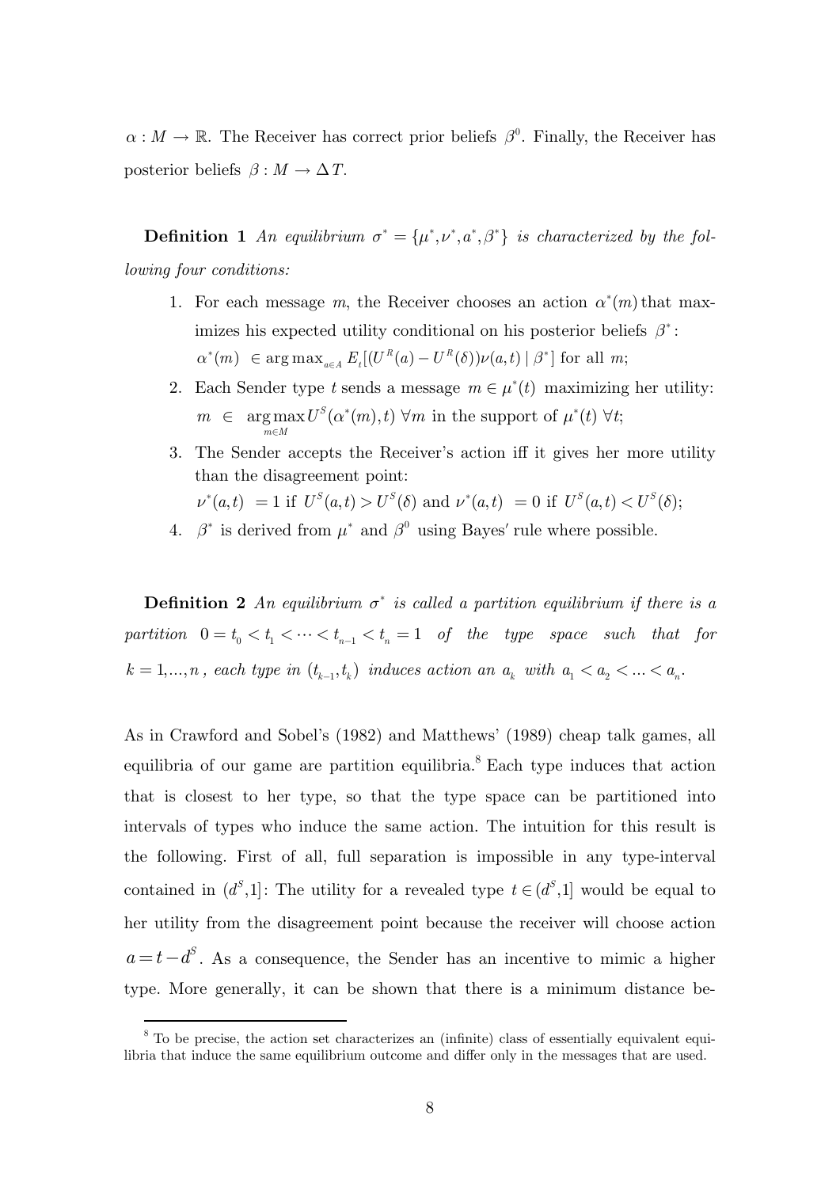$\alpha : M \to \mathbb{R}$. The Receiver has correct prior beliefs $\beta^0$. Finally, the Receiver has posterior beliefs $\beta : M \to \Delta T$.

**Definition 1** *An equilibrium $\sigma^* = \{\mu^*, \nu^*, a^*, \beta^*\}$ is characterized by the following four conditions:*

1. For each message $m$, the Receiver chooses an action $\alpha^*(m)$ that maximizes his expected utility conditional on his posterior beliefs $\beta^*$: $\alpha^*(m) \in \arg\max_{a \in A} E_t[(U^R(a) - U^R(\delta))\nu(a,t) \mid \beta^*]$ for all $m$;
2. Each Sender type $t$ sends a message $m \in \mu^*(t)$ maximizing her utility: $m \in \underset{m \in M}{\arg\max}\, U^S(\alpha^*(m), t)$ $\forall m$ in the support of $\mu^*(t)$ $\forall t$;
3. The Sender accepts the Receiver's action iff it gives her more utility than the disagreement point: $\nu^*(a,t) = 1$ if $U^S(a,t) > U^S(\delta)$ and $\nu^*(a,t) = 0$ if $U^S(a,t) < U^S(\delta)$;
4. $\beta^*$ is derived from $\mu^*$ and $\beta^0$ using Bayes' rule where possible.

**Definition 2** *An equilibrium $\sigma^*$ is called a partition equilibrium if there is a partition $0 = t_0 < t_1 < \cdots < t_{n-1} < t_n = 1$ of the type space such that for $k = 1, \ldots, n$, each type in $(t_{k-1}, t_k)$ induces action an $a_k$ with $a_1 < a_2 < \ldots < a_n$.*

As in Crawford and Sobel's (1982) and Matthews' (1989) cheap talk games, all equilibria of our game are partition equilibria.[8] Each type induces that action that is closest to her type, so that the type space can be partitioned into intervals of types who induce the same action. The intuition for this result is the following. First of all, full separation is impossible in any type-interval contained in $(d^S, 1]$: The utility for a revealed type $t \in (d^S, 1]$ would be equal to her utility from the disagreement point because the receiver will choose action $a = t - d^S$. As a consequence, the Sender has an incentive to mimic a higher type. More generally, it can be shown that there is a minimum distance be-

[8] To be precise, the action set characterizes an (infinite) class of essentially equivalent equilibria that induce the same equilibrium outcome and differ only in the messages that are used.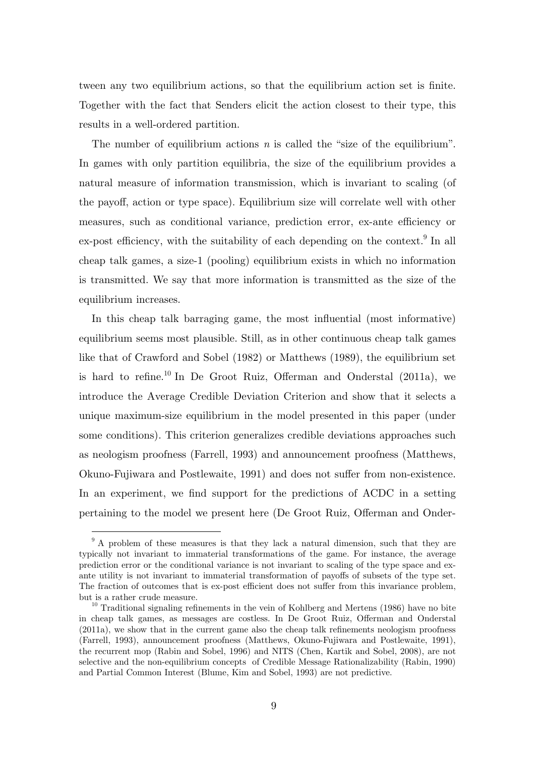tween any two equilibrium actions, so that the equilibrium action set is finite. Together with the fact that Senders elicit the action closest to their type, this results in a well-ordered partition.

The number of equilibrium actions $n$ is called the "size of the equilibrium". In games with only partition equilibria, the size of the equilibrium provides a natural measure of information transmission, which is invariant to scaling (of the payoff, action or type space). Equilibrium size will correlate well with other measures, such as conditional variance, prediction error, ex-ante efficiency or ex-post efficiency, with the suitability of each depending on the context.[9] In all cheap talk games, a size-1 (pooling) equilibrium exists in which no information is transmitted. We say that more information is transmitted as the size of the equilibrium increases.

In this cheap talk barraging game, the most influential (most informative) equilibrium seems most plausible. Still, as in other continuous cheap talk games like that of Crawford and Sobel (1982) or Matthews (1989), the equilibrium set is hard to refine.[10] In De Groot Ruiz, Offerman and Onderstal (2011a), we introduce the Average Credible Deviation Criterion and show that it selects a unique maximum-size equilibrium in the model presented in this paper (under some conditions). This criterion generalizes credible deviations approaches such as neologism proofness (Farrell, 1993) and announcement proofness (Matthews, Okuno-Fujiwara and Postlewaite, 1991) and does not suffer from non-existence. In an experiment, we find support for the predictions of ACDC in a setting pertaining to the model we present here (De Groot Ruiz, Offerman and Onder-

[9] A problem of these measures is that they lack a natural dimension, such that they are typically not invariant to immaterial transformations of the game. For instance, the average prediction error or the conditional variance is not invariant to scaling of the type space and ex-ante utility is not invariant to immaterial transformation of payoffs of subsets of the type set. The fraction of outcomes that is ex-post efficient does not suffer from this invariance problem, but is a rather crude measure.

[10] Traditional signaling refinements in the vein of Kohlberg and Mertens (1986) have no bite in cheap talk games, as messages are costless. In De Groot Ruiz, Offerman and Onderstal (2011a), we show that in the current game also the cheap talk refinements neologism proofness (Farrell, 1993), announcement proofness (Matthews, Okuno-Fujiwara and Postlewaite, 1991), the recurrent mop (Rabin and Sobel, 1996) and NITS (Chen, Kartik and Sobel, 2008), are not selective and the non-equilibrium concepts of Credible Message Rationalizability (Rabin, 1990) and Partial Common Interest (Blume, Kim and Sobel, 1993) are not predictive.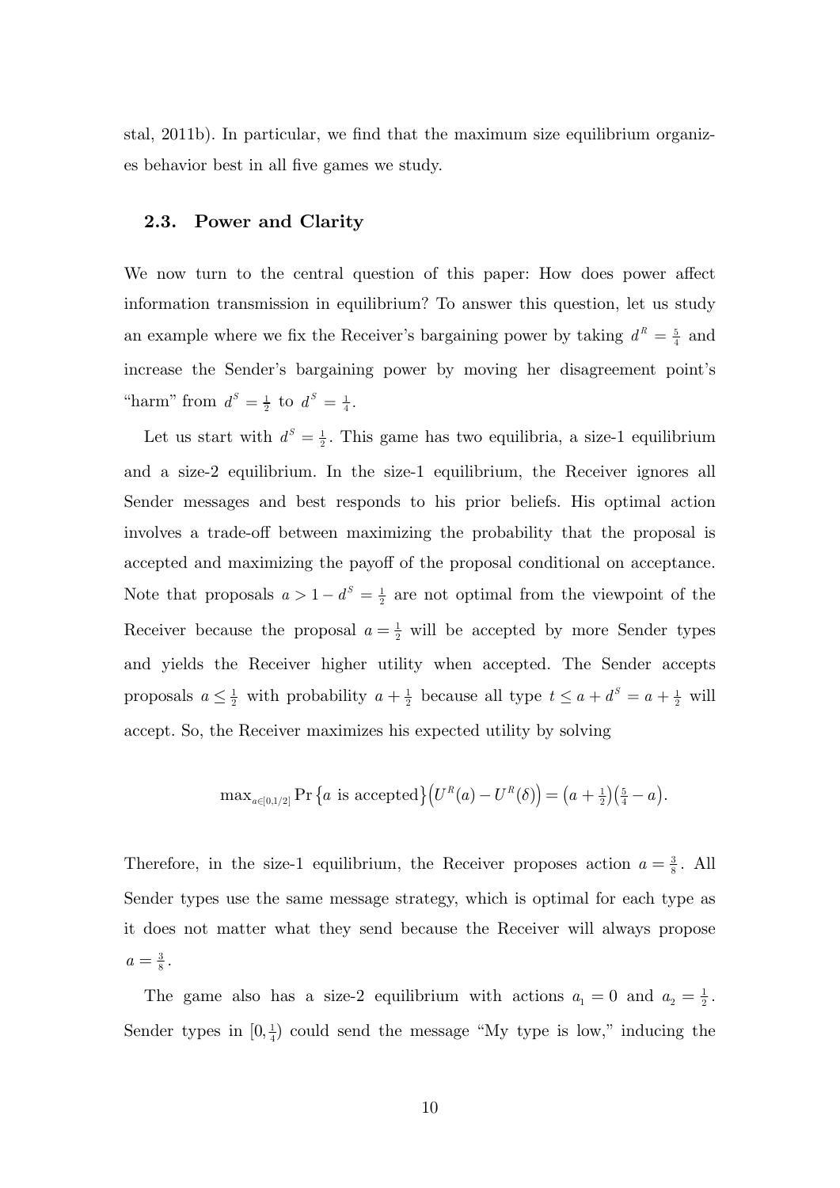stal, 2011b). In particular, we find that the maximum size equilibrium organizes behavior best in all five games we study.

### 2.3. Power and Clarity

We now turn to the central question of this paper: How does power affect information transmission in equilibrium? To answer this question, let us study an example where we fix the Receiver's bargaining power by taking $d^R = \frac{5}{4}$ and increase the Sender's bargaining power by moving her disagreement point's "harm" from $d^S = \frac{1}{2}$ to $d^S = \frac{1}{4}$.

Let us start with $d^S = \frac{1}{2}$. This game has two equilibria, a size-1 equilibrium and a size-2 equilibrium. In the size-1 equilibrium, the Receiver ignores all Sender messages and best responds to his prior beliefs. His optimal action involves a trade-off between maximizing the probability that the proposal is accepted and maximizing the payoff of the proposal conditional on acceptance. Note that proposals $a > 1 - d^S = \frac{1}{2}$ are not optimal from the viewpoint of the Receiver because the proposal $a = \frac{1}{2}$ will be accepted by more Sender types and yields the Receiver higher utility when accepted. The Sender accepts proposals $a \leq \frac{1}{2}$ with probability $a + \frac{1}{2}$ because all type $t \leq a + d^S = a + \frac{1}{2}$ will accept. So, the Receiver maximizes his expected utility by solving

$$\max_{a \in [0,1/2]} \Pr\{a \text{ is accepted}\}\big(U^R(a) - U^R(\delta)\big) = \big(a + \tfrac{1}{2}\big)\big(\tfrac{5}{4} - a\big).$$

Therefore, in the size-1 equilibrium, the Receiver proposes action $a = \frac{3}{8}$. All Sender types use the same message strategy, which is optimal for each type as it does not matter what they send because the Receiver will always propose $a = \frac{3}{8}$.

The game also has a size-2 equilibrium with actions $a_1 = 0$ and $a_2 = \frac{1}{2}$. Sender types in $[0, \frac{1}{4})$ could send the message "My type is low," inducing the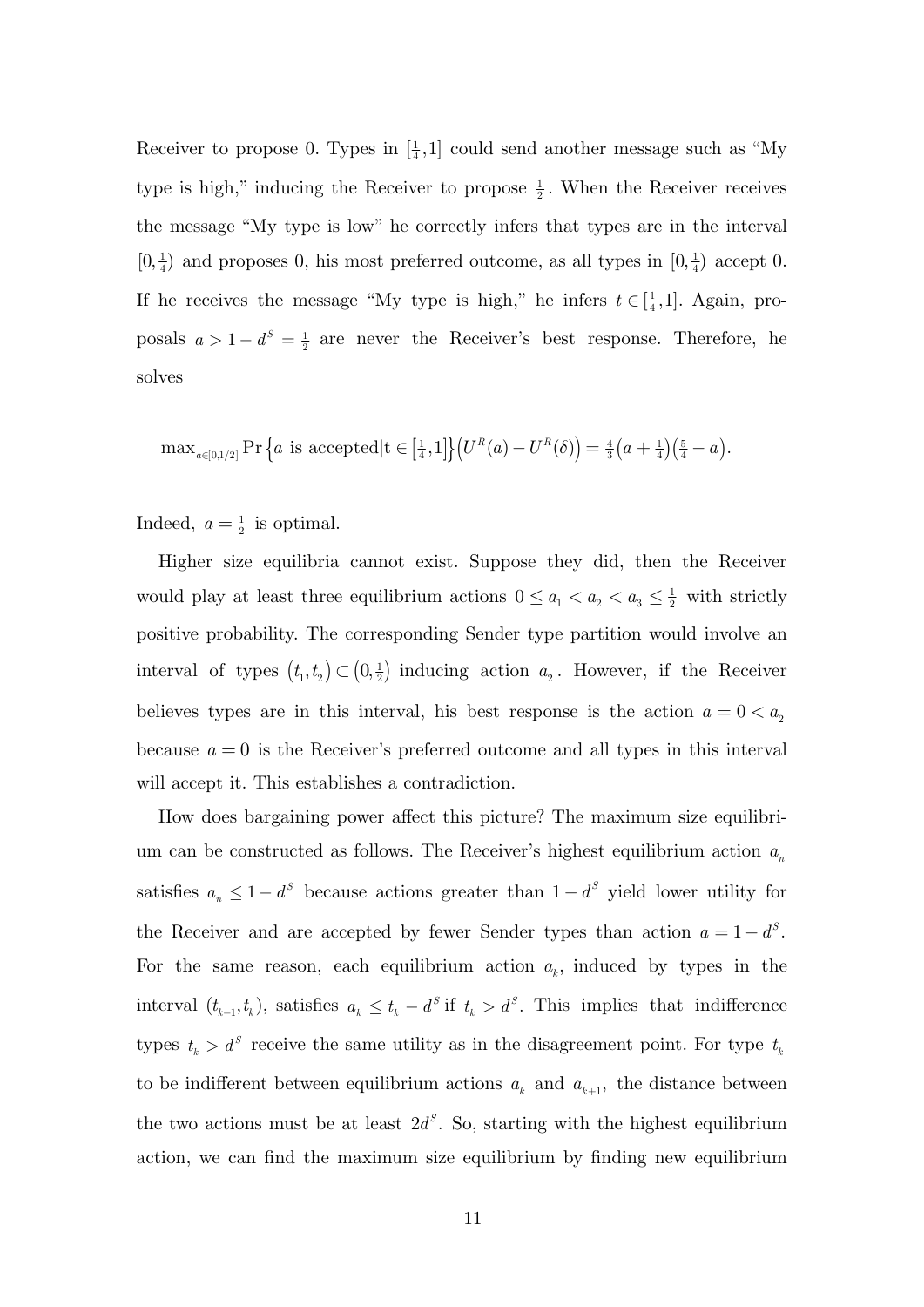Receiver to propose 0. Types in $[\frac{1}{4},1]$ could send another message such as "My type is high," inducing the Receiver to propose $\frac{1}{2}$. When the Receiver receives the message "My type is low" he correctly infers that types are in the interval $[0,\frac{1}{4})$ and proposes 0, his most preferred outcome, as all types in $[0,\frac{1}{4})$ accept 0. If he receives the message "My type is high," he infers $t \in [\frac{1}{4},1]$. Again, proposals $a > 1 - d^S = \frac{1}{2}$ are never the Receiver's best response. Therefore, he solves

$$\max_{a \in [0,1/2]} \Pr\left\{a \text{ is accepted} | \text{t} \in \left[\tfrac{1}{4},1\right]\right\}\left(U^R(a) - U^R(\delta)\right) = \tfrac{4}{3}\left(a + \tfrac{1}{4}\right)\left(\tfrac{5}{4} - a\right).$$

Indeed, $a = \frac{1}{2}$ is optimal.

Higher size equilibria cannot exist. Suppose they did, then the Receiver would play at least three equilibrium actions $0 \leq a_1 < a_2 < a_3 \leq \frac{1}{2}$ with strictly positive probability. The corresponding Sender type partition would involve an interval of types $\left(t_1, t_2\right) \subset \left(0, \frac{1}{2}\right)$ inducing action $a_2$. However, if the Receiver believes types are in this interval, his best response is the action $a = 0 < a_2$ because $a = 0$ is the Receiver's preferred outcome and all types in this interval will accept it. This establishes a contradiction.

How does bargaining power affect this picture? The maximum size equilibrium can be constructed as follows. The Receiver's highest equilibrium action $a_n$ satisfies $a_n \leq 1 - d^S$ because actions greater than $1 - d^S$ yield lower utility for the Receiver and are accepted by fewer Sender types than action $a = 1 - d^S$. For the same reason, each equilibrium action $a_k$, induced by types in the interval $(t_{k-1}, t_k)$, satisfies $a_k \leq t_k - d^S$ if $t_k > d^S$. This implies that indifference types $t_k > d^S$ receive the same utility as in the disagreement point. For type $t_k$ to be indifferent between equilibrium actions $a_k$ and $a_{k+1}$, the distance between the two actions must be at least $2d^S$. So, starting with the highest equilibrium action, we can find the maximum size equilibrium by finding new equilibrium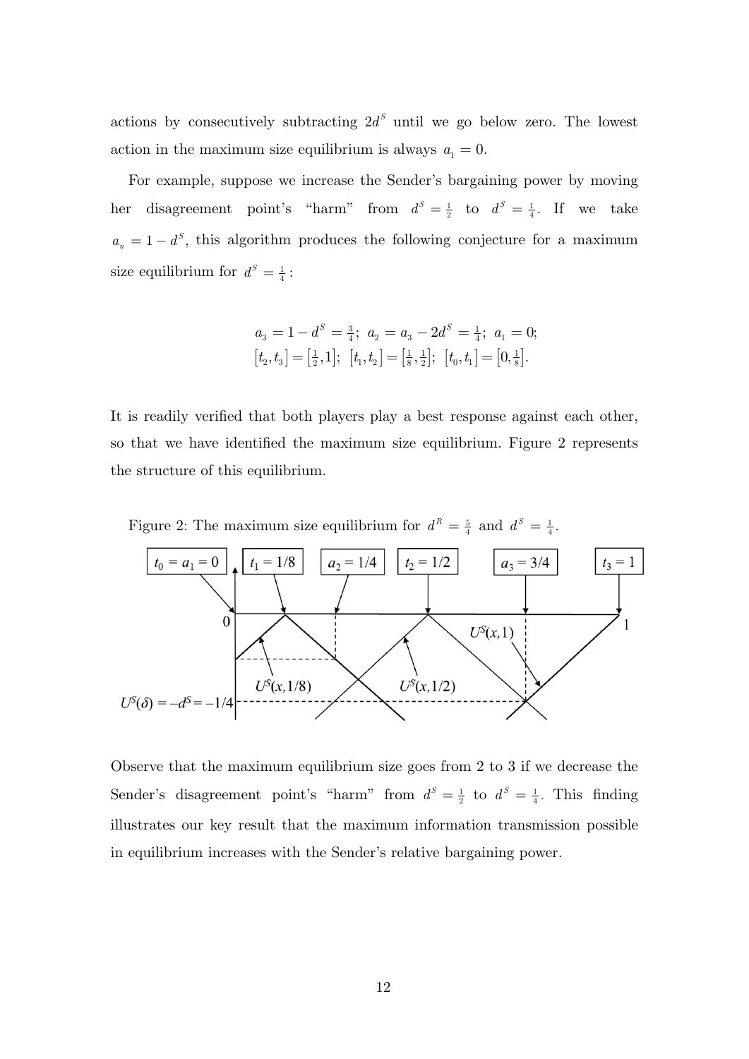actions by consecutively subtracting $2d^S$ until we go below zero. The lowest action in the maximum size equilibrium is always $a_1 = 0$.

For example, suppose we increase the Sender's bargaining power by moving her disagreement point's "harm" from $d^S = \frac{1}{2}$ to $d^S = \frac{1}{4}$. If we take $a_n = 1 - d^S$, this algorithm produces the following conjecture for a maximum size equilibrium for $d^S = \frac{1}{4}$:

$$a_3 = 1 - d^S = \tfrac{3}{4};\ a_2 = a_3 - 2d^S = \tfrac{1}{4};\ a_1 = 0;$$
$$[t_2, t_3] = [\tfrac{1}{2}, 1];\ [t_1, t_2] = [\tfrac{1}{8}, \tfrac{1}{2}];\ [t_0, t_1] = [0, \tfrac{1}{8}].$$

It is readily verified that both players play a best response against each other, so that we have identified the maximum size equilibrium. Figure 2 represents the structure of this equilibrium.

Figure 2: The maximum size equilibrium for $d^R = \frac{5}{4}$ and $d^S = \frac{1}{4}$.

Observe that the maximum equilibrium size goes from 2 to 3 if we decrease the Sender's disagreement point's "harm" from $d^S = \frac{1}{2}$ to $d^S = \frac{1}{4}$. This finding illustrates our key result that the maximum information transmission possible in equilibrium increases with the Sender's relative bargaining power.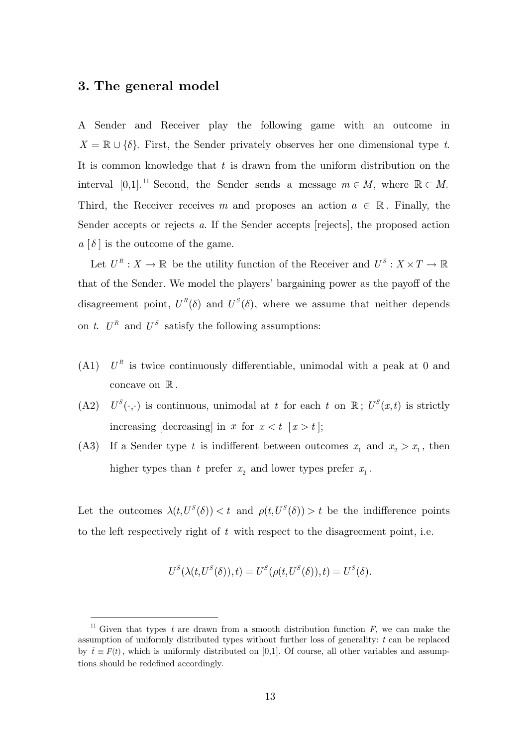## 3. The general model

A Sender and Receiver play the following game with an outcome in $X = \mathbb{R} \cup \{\delta\}$. First, the Sender privately observes her one dimensional type $t$. It is common knowledge that $t$ is drawn from the uniform distribution on the interval [0,1].[11] Second, the Sender sends a message $m \in M$, where $\mathbb{R} \subset M$. Third, the Receiver receives $m$ and proposes an action $a \in \mathbb{R}$. Finally, the Sender accepts or rejects $a$. If the Sender accepts [rejects], the proposed action $a$ [$\delta$] is the outcome of the game.

Let $U^R : X \to \mathbb{R}$ be the utility function of the Receiver and $U^S : X \times T \to \mathbb{R}$ that of the Sender. We model the players' bargaining power as the payoff of the disagreement point, $U^R(\delta)$ and $U^S(\delta)$, where we assume that neither depends on $t$. $U^R$ and $U^S$ satisfy the following assumptions:

(A1) $U^R$ is twice continuously differentiable, unimodal with a peak at 0 and concave on $\mathbb{R}$.

(A2) $U^S(\cdot,\cdot)$ is continuous, unimodal at $t$ for each $t$ on $\mathbb{R}$; $U^S(x,t)$ is strictly increasing [decreasing] in $x$ for $x < t$ [$x > t$];

(A3) If a Sender type $t$ is indifferent between outcomes $x_1$ and $x_2 > x_1$, then higher types than $t$ prefer $x_2$ and lower types prefer $x_1$.

Let the outcomes $\lambda(t, U^S(\delta)) < t$ and $\rho(t, U^S(\delta)) > t$ be the indifference points to the left respectively right of $t$ with respect to the disagreement point, i.e.

$$U^S(\lambda(t, U^S(\delta)), t) = U^S(\rho(t, U^S(\delta)), t) = U^S(\delta).$$

[11] Given that types $t$ are drawn from a smooth distribution function $F$, we can make the assumption of uniformly distributed types without further loss of generality: $t$ can be replaced by $\tilde{t} \equiv F(t)$, which is uniformly distributed on [0,1]. Of course, all other variables and assumptions should be redefined accordingly.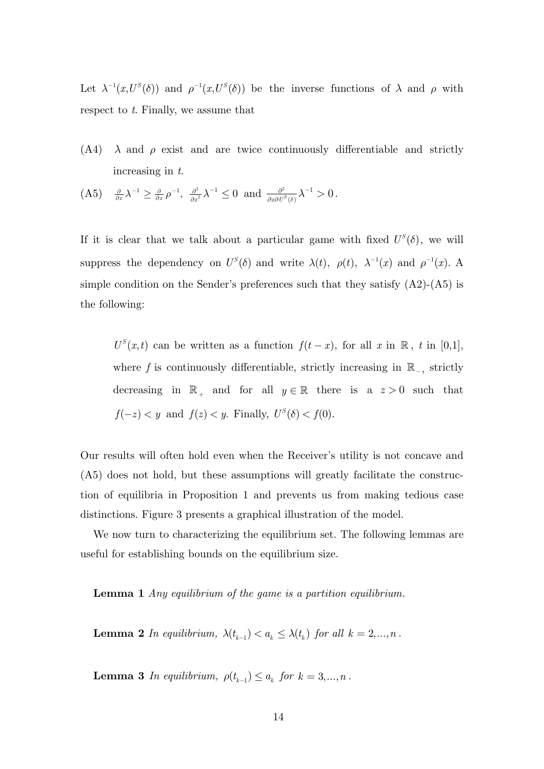Let $\lambda^{-1}(x,U^S(\delta))$ and $\rho^{-1}(x,U^S(\delta))$ be the inverse functions of $\lambda$ and $\rho$ with respect to $t$. Finally, we assume that

(A4) $\lambda$ and $\rho$ exist and are twice continuously differentiable and strictly increasing in $t$.

(A5) $\frac{\partial}{\partial x}\lambda^{-1} \geq \frac{\partial}{\partial x}\rho^{-1}$, $\frac{\partial^2}{\partial x^2}\lambda^{-1} \leq 0$ and $\frac{\partial^2}{\partial x \partial U^S(\delta)}\lambda^{-1} > 0$.

If it is clear that we talk about a particular game with fixed $U^S(\delta)$, we will suppress the dependency on $U^S(\delta)$ and write $\lambda(t)$, $\rho(t)$, $\lambda^{-1}(x)$ and $\rho^{-1}(x)$. A simple condition on the Sender's preferences such that they satisfy (A2)-(A5) is the following:

> $U^S(x,t)$ can be written as a function $f(t-x)$, for all $x$ in $\mathbb{R}$, $t$ in [0,1], where $f$ is continuously differentiable, strictly increasing in $\mathbb{R}_-$, strictly decreasing in $\mathbb{R}_+$ and for all $y \in \mathbb{R}$ there is a $z > 0$ such that $f(-z) < y$ and $f(z) < y$. Finally, $U^S(\delta) < f(0)$.

Our results will often hold even when the Receiver's utility is not concave and (A5) does not hold, but these assumptions will greatly facilitate the construction of equilibria in Proposition 1 and prevents us from making tedious case distinctions. Figure 3 presents a graphical illustration of the model.

We now turn to characterizing the equilibrium set. The following lemmas are useful for establishing bounds on the equilibrium size.

**Lemma 1** *Any equilibrium of the game is a partition equilibrium.*

**Lemma 2** *In equilibrium,* $\lambda(t_{k-1}) < a_k \leq \lambda(t_k)$ *for all* $k = 2,...,n$.

**Lemma 3** *In equilibrium,* $\rho(t_{k-1}) \leq a_k$ *for* $k = 3,...,n$.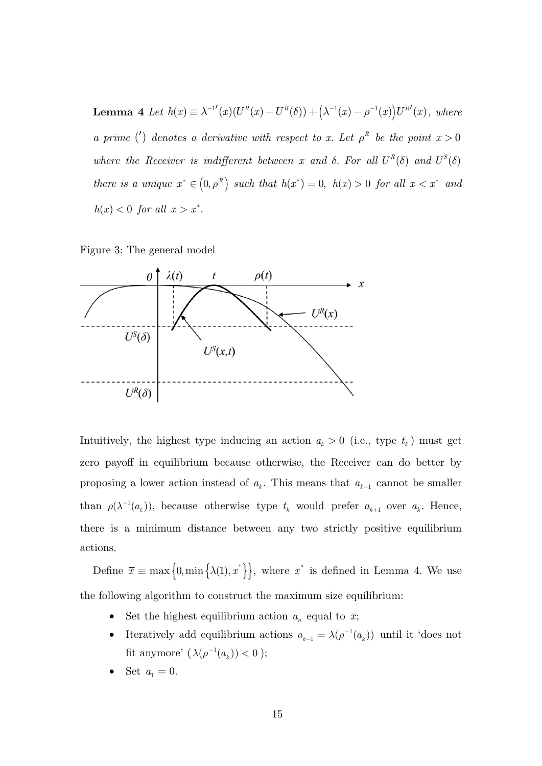**Lemma 4** *Let $h(x) \equiv \lambda^{-1\prime}(x)(U^R(x) - U^R(\delta)) + \left(\lambda^{-1}(x) - \rho^{-1}(x)\right)U^{R\prime}(x)$, where a prime $(')$ denotes a derivative with respect to $x$. Let $\rho^R$ be the point $x > 0$ where the Receiver is indifferent between $x$ and $\delta$. For all $U^R(\delta)$ and $U^S(\delta)$ there is a unique $x^* \in \left(0, \rho^R\right)$ such that $h(x^*) = 0$, $h(x) > 0$ for all $x < x^*$ and $h(x) < 0$ for all $x > x^*$.*

Figure 3: The general model

Intuitively, the highest type inducing an action $a_k > 0$ (i.e., type $t_k$) must get zero payoff in equilibrium because otherwise, the Receiver can do better by proposing a lower action instead of $a_k$. This means that $a_{k+1}$ cannot be smaller than $\rho(\lambda^{-1}(a_k))$, because otherwise type $t_k$ would prefer $a_{k+1}$ over $a_k$. Hence, there is a minimum distance between any two strictly positive equilibrium actions.

Define $\overline{x} \equiv \max\left\{0, \min\left\{\lambda(1), x^*\right\}\right\}$, where $x^*$ is defined in Lemma 4. We use the following algorithm to construct the maximum size equilibrium:

- Set the highest equilibrium action $a_n$ equal to $\overline{x}$;
- Iteratively add equilibrium actions $a_{k-1} = \lambda(\rho^{-1}(a_k))$ until it 'does not fit anymore' ($\lambda(\rho^{-1}(a_k)) < 0$);
- Set $a_1 = 0$.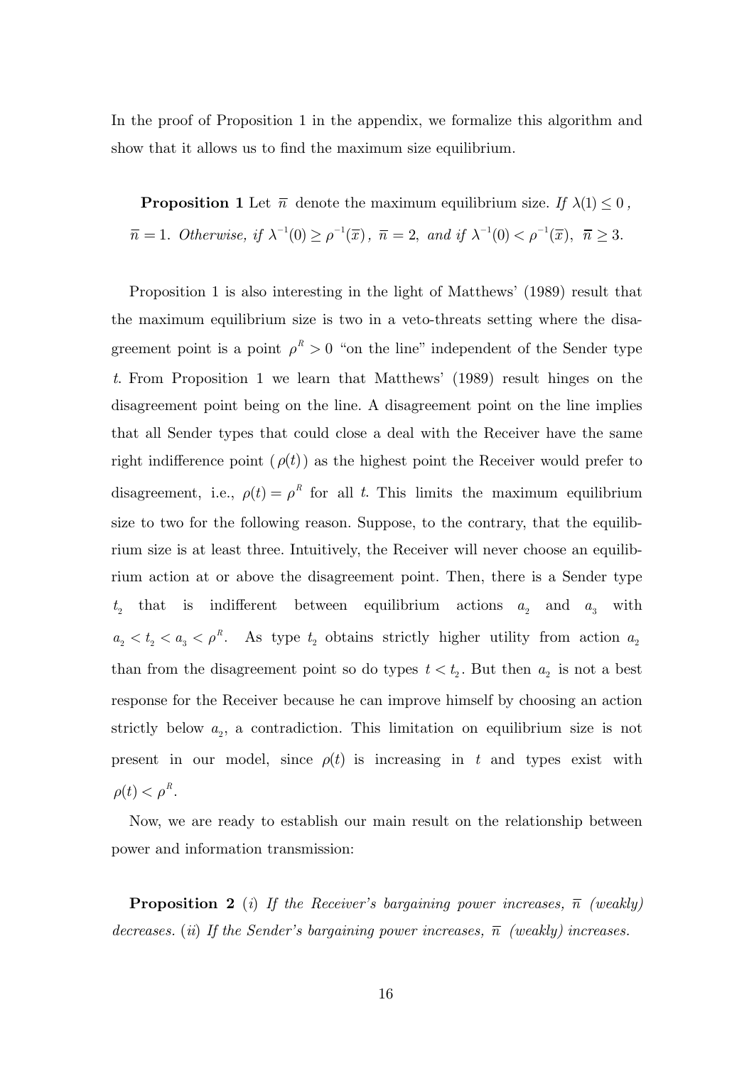In the proof of Proposition 1 in the appendix, we formalize this algorithm and show that it allows us to find the maximum size equilibrium.

**Proposition 1** Let $\overline{n}$ denote the maximum equilibrium size. *If* $\lambda(1) \leq 0$, $\overline{n} = 1$. *Otherwise, if* $\lambda^{-1}(0) \geq \rho^{-1}(\overline{x})$, $\overline{n} = 2$, *and if* $\lambda^{-1}(0) < \rho^{-1}(\overline{x})$, $\overline{n} \geq 3$.

Proposition 1 is also interesting in the light of Matthews' (1989) result that the maximum equilibrium size is two in a veto-threats setting where the disagreement point is a point $\rho^R > 0$ "on the line" independent of the Sender type $t$. From Proposition 1 we learn that Matthews' (1989) result hinges on the disagreement point being on the line. A disagreement point on the line implies that all Sender types that could close a deal with the Receiver have the same right indifference point ($\rho(t)$) as the highest point the Receiver would prefer to disagreement, i.e., $\rho(t) = \rho^R$ for all $t$. This limits the maximum equilibrium size to two for the following reason. Suppose, to the contrary, that the equilibrium size is at least three. Intuitively, the Receiver will never choose an equilibrium action at or above the disagreement point. Then, there is a Sender type $t_2$ that is indifferent between equilibrium actions $a_2$ and $a_3$ with $a_2 < t_2 < a_3 < \rho^R$. As type $t_2$ obtains strictly higher utility from action $a_2$ than from the disagreement point so do types $t < t_2$. But then $a_2$ is not a best response for the Receiver because he can improve himself by choosing an action strictly below $a_2$, a contradiction. This limitation on equilibrium size is not present in our model, since $\rho(t)$ is increasing in $t$ and types exist with $\rho(t) < \rho^R$.

Now, we are ready to establish our main result on the relationship between power and information transmission:

**Proposition 2** (*i*) *If the Receiver's bargaining power increases,* $\overline{n}$ *(weakly) decreases.* (*ii*) *If the Sender's bargaining power increases,* $\overline{n}$ *(weakly) increases.*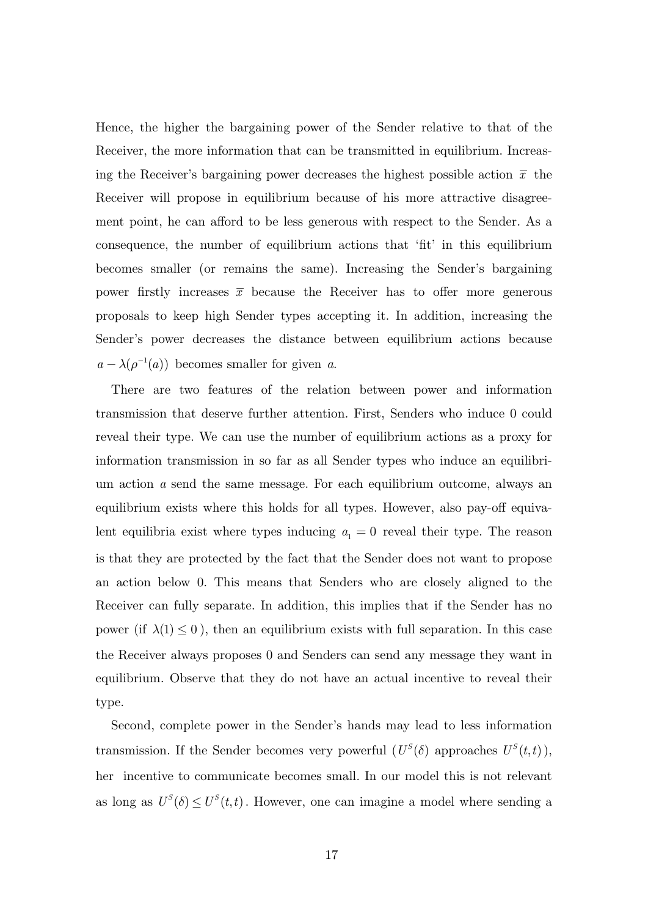Hence, the higher the bargaining power of the Sender relative to that of the Receiver, the more information that can be transmitted in equilibrium. Increasing the Receiver's bargaining power decreases the highest possible action $\overline{x}$ the Receiver will propose in equilibrium because of his more attractive disagreement point, he can afford to be less generous with respect to the Sender. As a consequence, the number of equilibrium actions that 'fit' in this equilibrium becomes smaller (or remains the same). Increasing the Sender's bargaining power firstly increases $\overline{x}$ because the Receiver has to offer more generous proposals to keep high Sender types accepting it. In addition, increasing the Sender's power decreases the distance between equilibrium actions because $a - \lambda(\rho^{-1}(a))$ becomes smaller for given $a$.

There are two features of the relation between power and information transmission that deserve further attention. First, Senders who induce 0 could reveal their type. We can use the number of equilibrium actions as a proxy for information transmission in so far as all Sender types who induce an equilibrium action $a$ send the same message. For each equilibrium outcome, always an equilibrium exists where this holds for all types. However, also pay-off equivalent equilibria exist where types inducing $a_1 = 0$ reveal their type. The reason is that they are protected by the fact that the Sender does not want to propose an action below 0. This means that Senders who are closely aligned to the Receiver can fully separate. In addition, this implies that if the Sender has no power (if $\lambda(1) \leq 0$), then an equilibrium exists with full separation. In this case the Receiver always proposes 0 and Senders can send any message they want in equilibrium. Observe that they do not have an actual incentive to reveal their type.

Second, complete power in the Sender's hands may lead to less information transmission. If the Sender becomes very powerful ($U^S(\delta)$ approaches $U^S(t,t)$), her incentive to communicate becomes small. In our model this is not relevant as long as $U^S(\delta) \leq U^S(t,t)$. However, one can imagine a model where sending a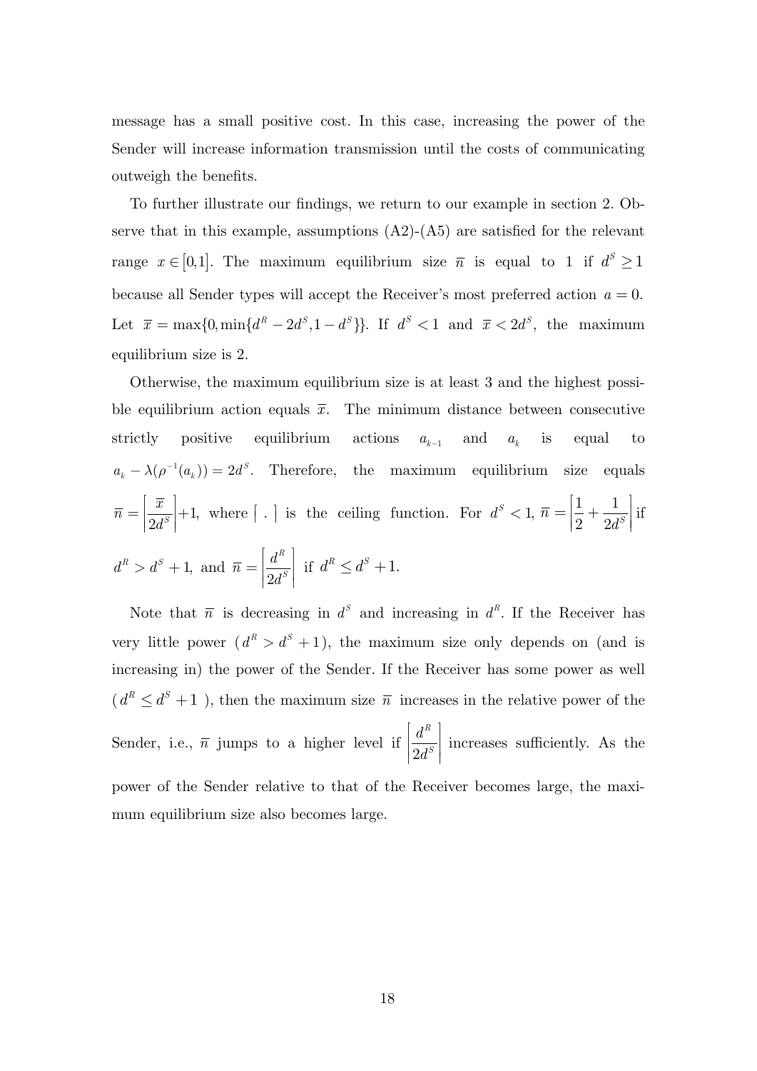message has a small positive cost. In this case, increasing the power of the Sender will increase information transmission until the costs of communicating outweigh the benefits.

To further illustrate our findings, we return to our example in section 2. Observe that in this example, assumptions (A2)-(A5) are satisfied for the relevant range $x \in [0,1]$. The maximum equilibrium size $\overline{n}$ is equal to 1 if $d^S \geq 1$ because all Sender types will accept the Receiver's most preferred action $a = 0$. Let $\overline{x} = \max\{0, \min\{d^R - 2d^S, 1 - d^S\}\}$. If $d^S < 1$ and $\overline{x} < 2d^S$, the maximum equilibrium size is 2.

Otherwise, the maximum equilibrium size is at least 3 and the highest possible equilibrium action equals $\overline{x}$. The minimum distance between consecutive strictly positive equilibrium actions $a_{k-1}$ and $a_k$ is equal to $a_k - \lambda(\rho^{-1}(a_k)) = 2d^S$. Therefore, the maximum equilibrium size equals $\overline{n} = \left\lceil \frac{\overline{x}}{2d^S} \right\rceil + 1$, where $\lceil \, . \, \rceil$ is the ceiling function. For $d^S < 1$, $\overline{n} = \left\lceil \frac{1}{2} + \frac{1}{2d^S} \right\rceil$ if $d^R > d^S + 1$, and $\overline{n} = \left\lceil \frac{d^R}{2d^S} \right\rceil$ if $d^R \leq d^S + 1$.

Note that $\overline{n}$ is decreasing in $d^S$ and increasing in $d^R$. If the Receiver has very little power ($d^R > d^S + 1$), the maximum size only depends on (and is increasing in) the power of the Sender. If the Receiver has some power as well ($d^R \leq d^S + 1$), then the maximum size $\overline{n}$ increases in the relative power of the Sender, i.e., $\overline{n}$ jumps to a higher level if $\left\lceil \frac{d^R}{2d^S} \right\rceil$ increases sufficiently. As the power of the Sender relative to that of the Receiver becomes large, the maximum equilibrium size also becomes large.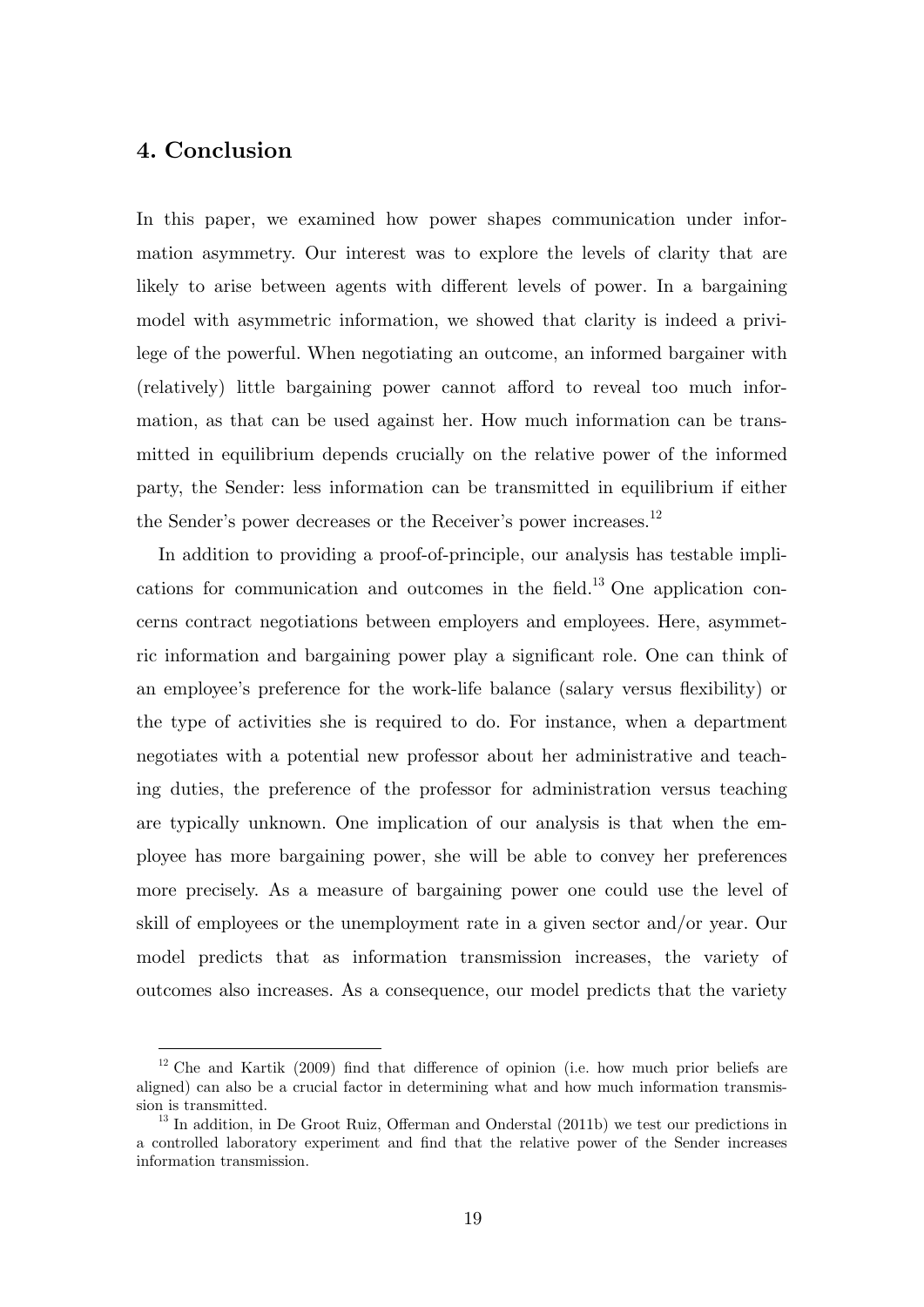## 4. Conclusion

In this paper, we examined how power shapes communication under information asymmetry. Our interest was to explore the levels of clarity that are likely to arise between agents with different levels of power. In a bargaining model with asymmetric information, we showed that clarity is indeed a privilege of the powerful. When negotiating an outcome, an informed bargainer with (relatively) little bargaining power cannot afford to reveal too much information, as that can be used against her. How much information can be transmitted in equilibrium depends crucially on the relative power of the informed party, the Sender: less information can be transmitted in equilibrium if either the Sender's power decreases or the Receiver's power increases.[12]

In addition to providing a proof-of-principle, our analysis has testable implications for communication and outcomes in the field.[13] One application concerns contract negotiations between employers and employees. Here, asymmetric information and bargaining power play a significant role. One can think of an employee's preference for the work-life balance (salary versus flexibility) or the type of activities she is required to do. For instance, when a department negotiates with a potential new professor about her administrative and teaching duties, the preference of the professor for administration versus teaching are typically unknown. One implication of our analysis is that when the employee has more bargaining power, she will be able to convey her preferences more precisely. As a measure of bargaining power one could use the level of skill of employees or the unemployment rate in a given sector and/or year. Our model predicts that as information transmission increases, the variety of outcomes also increases. As a consequence, our model predicts that the variety

[12] Che and Kartik (2009) find that difference of opinion (i.e. how much prior beliefs are aligned) can also be a crucial factor in determining what and how much information transmission is transmitted.

[13] In addition, in De Groot Ruiz, Offerman and Onderstal (2011b) we test our predictions in a controlled laboratory experiment and find that the relative power of the Sender increases information transmission.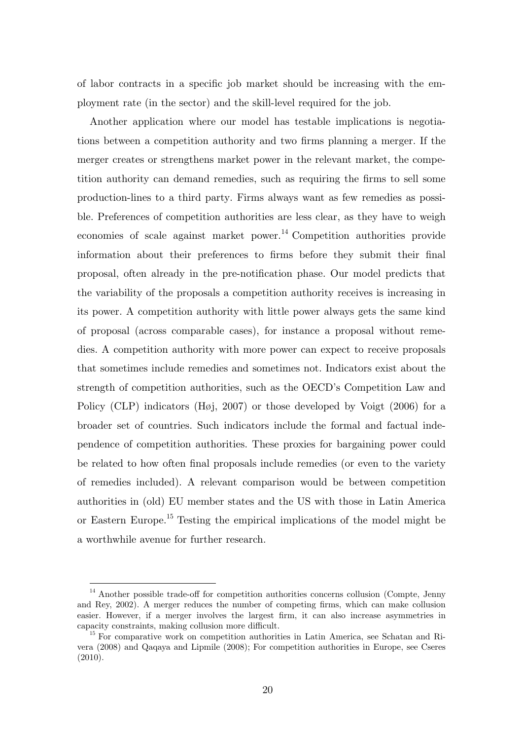of labor contracts in a specific job market should be increasing with the employment rate (in the sector) and the skill-level required for the job.

Another application where our model has testable implications is negotiations between a competition authority and two firms planning a merger. If the merger creates or strengthens market power in the relevant market, the competition authority can demand remedies, such as requiring the firms to sell some production-lines to a third party. Firms always want as few remedies as possible. Preferences of competition authorities are less clear, as they have to weigh economies of scale against market power.[14] Competition authorities provide information about their preferences to firms before they submit their final proposal, often already in the pre-notification phase. Our model predicts that the variability of the proposals a competition authority receives is increasing in its power. A competition authority with little power always gets the same kind of proposal (across comparable cases), for instance a proposal without remedies. A competition authority with more power can expect to receive proposals that sometimes include remedies and sometimes not. Indicators exist about the strength of competition authorities, such as the OECD's Competition Law and Policy (CLP) indicators (Høj, 2007) or those developed by Voigt (2006) for a broader set of countries. Such indicators include the formal and factual independence of competition authorities. These proxies for bargaining power could be related to how often final proposals include remedies (or even to the variety of remedies included). A relevant comparison would be between competition authorities in (old) EU member states and the US with those in Latin America or Eastern Europe.[15] Testing the empirical implications of the model might be a worthwhile avenue for further research.

---

[14] Another possible trade-off for competition authorities concerns collusion (Compte, Jenny and Rey, 2002). A merger reduces the number of competing firms, which can make collusion easier. However, if a merger involves the largest firm, it can also increase asymmetries in capacity constraints, making collusion more difficult.

[15] For comparative work on competition authorities in Latin America, see Schatan and Rivera (2008) and Qaqaya and Lipmile (2008); For competition authorities in Europe, see Cseres (2010).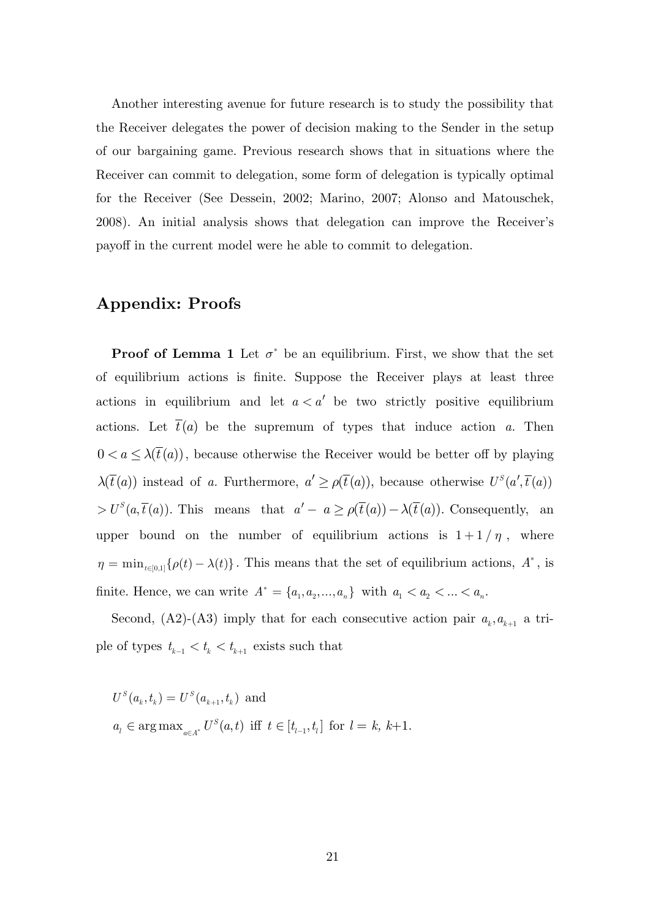Another interesting avenue for future research is to study the possibility that the Receiver delegates the power of decision making to the Sender in the setup of our bargaining game. Previous research shows that in situations where the Receiver can commit to delegation, some form of delegation is typically optimal for the Receiver (See Dessein, 2002; Marino, 2007; Alonso and Matouschek, 2008). An initial analysis shows that delegation can improve the Receiver's payoff in the current model were he able to commit to delegation.

## Appendix: Proofs

**Proof of Lemma 1** Let $\sigma^*$ be an equilibrium. First, we show that the set of equilibrium actions is finite. Suppose the Receiver plays at least three actions in equilibrium and let $a < a'$ be two strictly positive equilibrium actions. Let $\overline{t}(a)$ be the supremum of types that induce action $a$. Then $0 < a \leq \lambda(\overline{t}(a))$, because otherwise the Receiver would be better off by playing $\lambda(\overline{t}(a))$ instead of $a$. Furthermore, $a' \geq \rho(\overline{t}(a))$, because otherwise $U^S(a', \overline{t}(a)) > U^S(a, \overline{t}(a))$. This means that $a' - a \geq \rho(\overline{t}(a)) - \lambda(\overline{t}(a))$. Consequently, an upper bound on the number of equilibrium actions is $1 + 1/\eta$, where $\eta = \min_{t\in[0,1]}\{\rho(t) - \lambda(t)\}$. This means that the set of equilibrium actions, $A^*$, is finite. Hence, we can write $A^* = \{a_1, a_2, ..., a_n\}$ with $a_1 < a_2 < ... < a_n$.

Second, (A2)-(A3) imply that for each consecutive action pair $a_k, a_{k+1}$ a triple of types $t_{k-1} < t_k < t_{k+1}$ exists such that

$U^S(a_k, t_k) = U^S(a_{k+1}, t_k)$ and

$a_l \in \arg\max_{a\in A^*} U^S(a, t)$ iff $t \in [t_{l-1}, t_l]$ for $l = k, k{+}1$.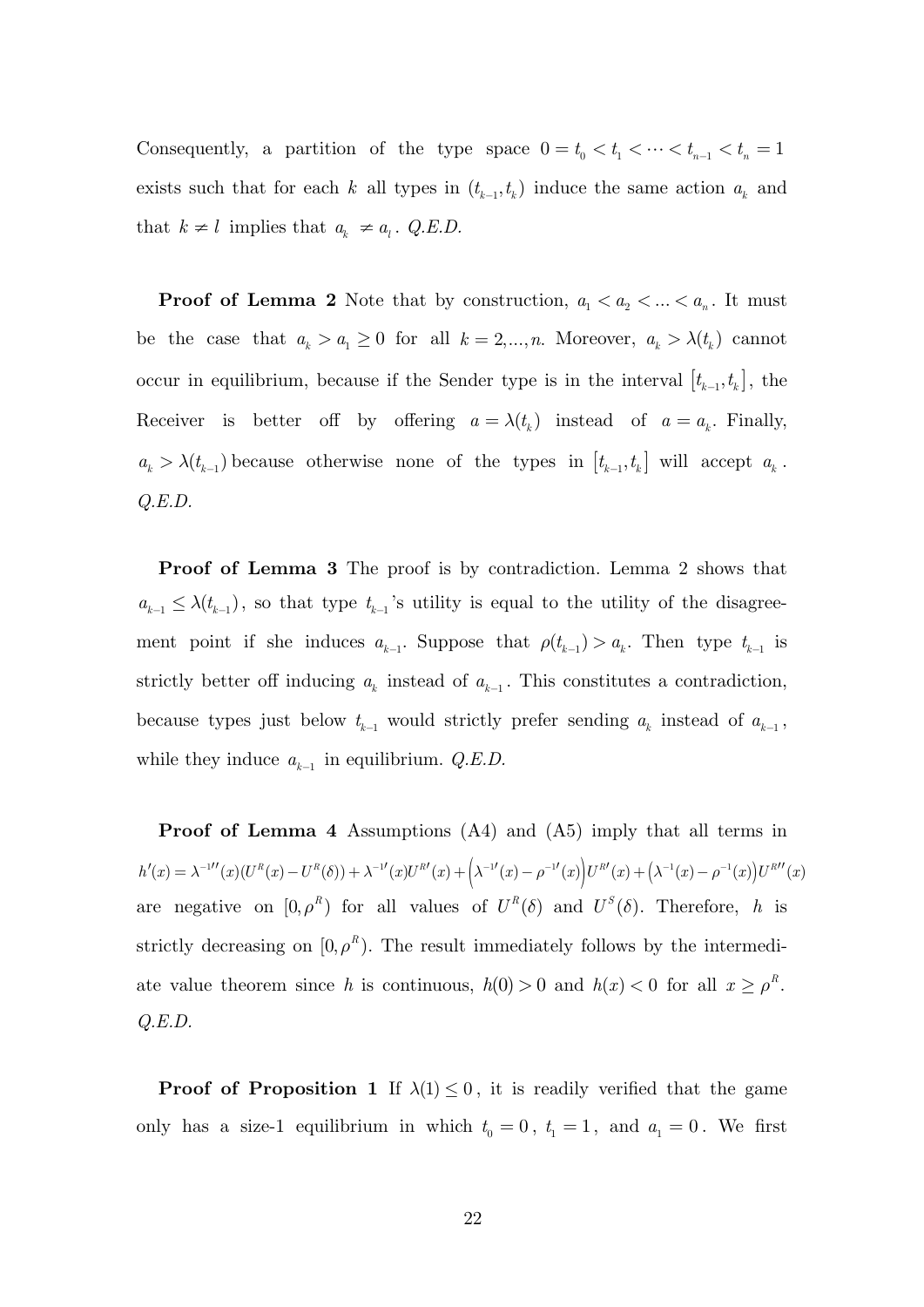Consequently, a partition of the type space $0 = t_0 < t_1 < \cdots < t_{n-1} < t_n = 1$ exists such that for each $k$ all types in $(t_{k-1}, t_k)$ induce the same action $a_k$ and that $k \neq l$ implies that $a_k \neq a_l$. *Q.E.D.*

**Proof of Lemma 2** Note that by construction, $a_1 < a_2 < ... < a_n$. It must be the case that $a_k > a_1 \geq 0$ for all $k = 2,...,n$. Moreover, $a_k > \lambda(t_k)$ cannot occur in equilibrium, because if the Sender type is in the interval $[t_{k-1}, t_k]$, the Receiver is better off by offering $a = \lambda(t_k)$ instead of $a = a_k$. Finally, $a_k > \lambda(t_{k-1})$ because otherwise none of the types in $[t_{k-1}, t_k]$ will accept $a_k$. *Q.E.D.*

**Proof of Lemma 3** The proof is by contradiction. Lemma 2 shows that $a_{k-1} \leq \lambda(t_{k-1})$, so that type $t_{k-1}$'s utility is equal to the utility of the disagreement point if she induces $a_{k-1}$. Suppose that $\rho(t_{k-1}) > a_k$. Then type $t_{k-1}$ is strictly better off inducing $a_k$ instead of $a_{k-1}$. This constitutes a contradiction, because types just below $t_{k-1}$ would strictly prefer sending $a_k$ instead of $a_{k-1}$, while they induce $a_{k-1}$ in equilibrium. *Q.E.D.*

**Proof of Lemma 4** Assumptions (A4) and (A5) imply that all terms in $h'(x) = \lambda^{-1\prime\prime}(x)(U^R(x) - U^R(\delta)) + \lambda^{-1\prime}(x)U^{R\prime}(x) + \left(\lambda^{-1\prime}(x) - \rho^{-1\prime}(x)\right)U^{R\prime}(x) + \left(\lambda^{-1}(x) - \rho^{-1}(x)\right)U^{R\prime\prime}(x)$ are negative on $[0, \rho^R)$ for all values of $U^R(\delta)$ and $U^S(\delta)$. Therefore, $h$ is strictly decreasing on $[0, \rho^R)$. The result immediately follows by the intermediate value theorem since $h$ is continuous, $h(0) > 0$ and $h(x) < 0$ for all $x \geq \rho^R$. *Q.E.D.*

**Proof of Proposition 1** If $\lambda(1) \leq 0$, it is readily verified that the game only has a size-1 equilibrium in which $t_0 = 0$, $t_1 = 1$, and $a_1 = 0$. We first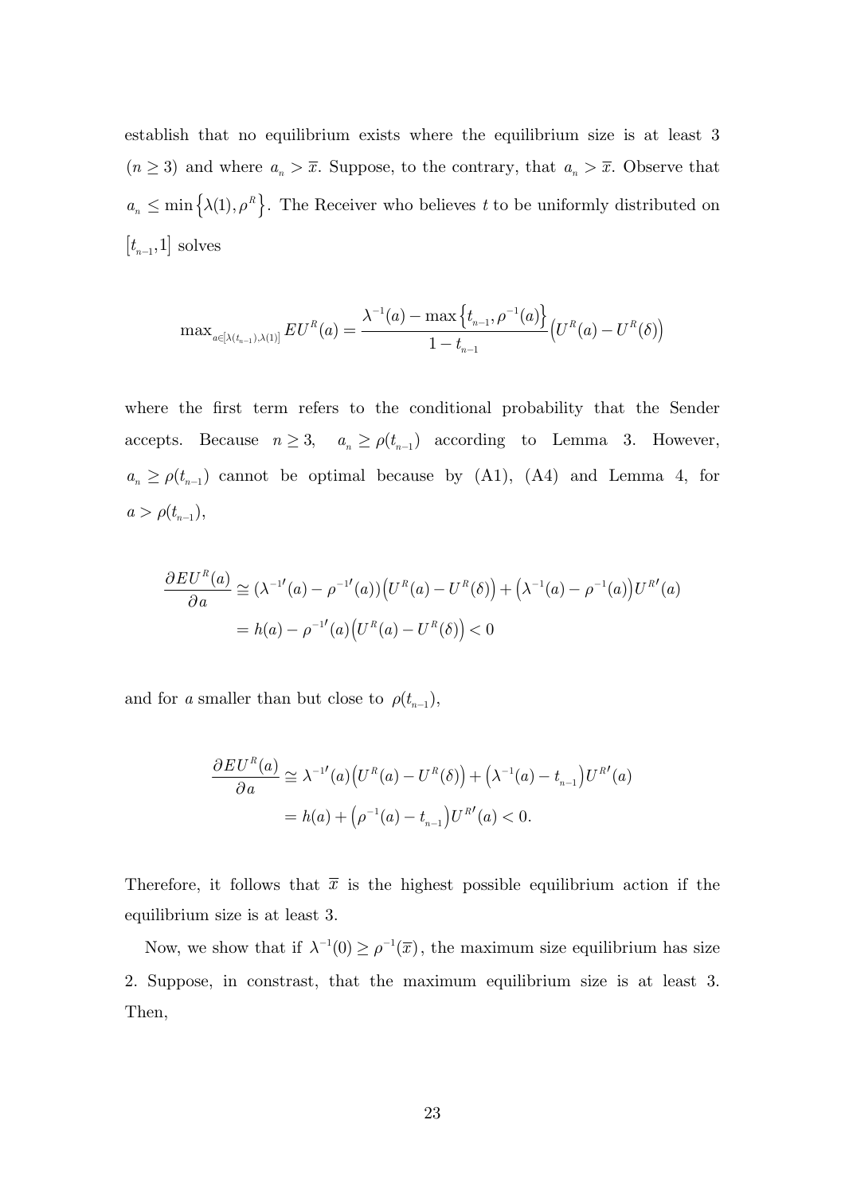establish that no equilibrium exists where the equilibrium size is at least 3 ($n \geq 3$) and where $a_n > \overline{x}$. Suppose, to the contrary, that $a_n > \overline{x}$. Observe that $a_n \leq \min\left\{\lambda(1), \rho^R\right\}$. The Receiver who believes $t$ to be uniformly distributed on $\left[t_{n-1}, 1\right]$ solves

$$\max_{a\in[\lambda(t_{n-1}),\lambda(1)]} EU^R(a) = \frac{\lambda^{-1}(a) - \max\left\{t_{n-1}, \rho^{-1}(a)\right\}}{1 - t_{n-1}}\left(U^R(a) - U^R(\delta)\right)$$

where the first term refers to the conditional probability that the Sender accepts. Because $n \geq 3$, $a_n \geq \rho(t_{n-1})$ according to Lemma 3. However, $a_n \geq \rho(t_{n-1})$ cannot be optimal because by (A1), (A4) and Lemma 4, for $a > \rho(t_{n-1})$,

$$\begin{aligned}
\frac{\partial EU^R(a)}{\partial a} &\cong (\lambda^{-1\prime}(a) - \rho^{-1\prime}(a))\left(U^R(a) - U^R(\delta)\right) + \left(\lambda^{-1}(a) - \rho^{-1}(a)\right)U^{R\prime}(a) \\
&= h(a) - \rho^{-1\prime}(a)\left(U^R(a) - U^R(\delta)\right) < 0
\end{aligned}$$

and for $a$ smaller than but close to $\rho(t_{n-1})$,

$$\begin{aligned}
\frac{\partial EU^R(a)}{\partial a} &\cong \lambda^{-1\prime}(a)\left(U^R(a) - U^R(\delta)\right) + \left(\lambda^{-1}(a) - t_{n-1}\right)U^{R\prime}(a) \\
&= h(a) + \left(\rho^{-1}(a) - t_{n-1}\right)U^{R\prime}(a) < 0.
\end{aligned}$$

Therefore, it follows that $\overline{x}$ is the highest possible equilibrium action if the equilibrium size is at least 3.

Now, we show that if $\lambda^{-1}(0) \geq \rho^{-1}(\overline{x})$, the maximum size equilibrium has size 2. Suppose, in constrast, that the maximum equilibrium size is at least 3. Then,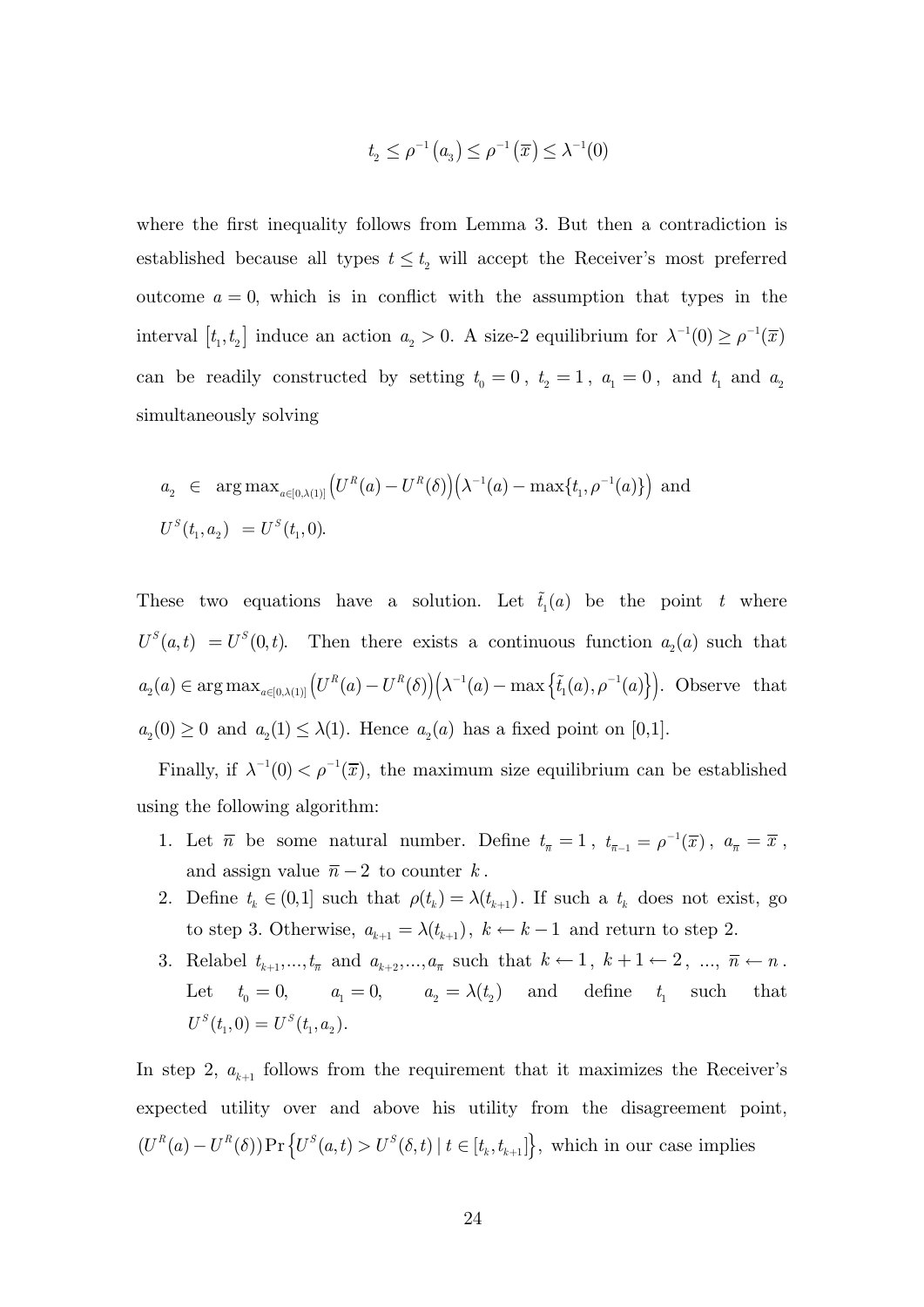$$t_2 \leq \rho^{-1}(a_3) \leq \rho^{-1}(\overline{x}) \leq \lambda^{-1}(0)$$

where the first inequality follows from Lemma 3. But then a contradiction is established because all types $t \leq t_2$ will accept the Receiver's most preferred outcome $a = 0$, which is in conflict with the assumption that types in the interval $[t_1, t_2]$ induce an action $a_2 > 0$. A size-2 equilibrium for $\lambda^{-1}(0) \geq \rho^{-1}(\overline{x})$ can be readily constructed by setting $t_0 = 0$, $t_2 = 1$, $a_1 = 0$, and $t_1$ and $a_2$ simultaneously solving

$$\begin{aligned} a_2 \;&\in\; \arg\max_{a \in [0, \lambda(1)]} \left(U^R(a) - U^R(\delta)\right)\left(\lambda^{-1}(a) - \max\{t_1, \rho^{-1}(a)\}\right) \text{ and} \\ U^S(t_1, a_2) \;&= U^S(t_1, 0). \end{aligned}$$

These two equations have a solution. Let $\tilde{t}_1(a)$ be the point $t$ where $U^S(a,t) \; = U^S(0,t)$. Then there exists a continuous function $a_2(a)$ such that $a_2(a) \in \arg\max_{a \in [0,\lambda(1)]} \left(U^R(a) - U^R(\delta)\right)\left(\lambda^{-1}(a) - \max\left\{\tilde{t}_1(a), \rho^{-1}(a)\right\}\right)$. Observe that $a_2(0) \geq 0$ and $a_2(1) \leq \lambda(1)$. Hence $a_2(a)$ has a fixed point on [0,1].

Finally, if $\lambda^{-1}(0) < \rho^{-1}(\overline{x})$, the maximum size equilibrium can be established using the following algorithm:

1. Let $\overline{n}$ be some natural number. Define $t_{\overline{n}} = 1$, $t_{\overline{n}-1} = \rho^{-1}(\overline{x})$, $a_{\overline{n}} = \overline{x}$, and assign value $\overline{n} - 2$ to counter $k$.
2. Define $t_k \in (0,1]$ such that $\rho(t_k) = \lambda(t_{k+1})$. If such a $t_k$ does not exist, go to step 3. Otherwise, $a_{k+1} = \lambda(t_{k+1})$, $k \leftarrow k - 1$ and return to step 2.
3. Relabel $t_{k+1}, ..., t_{\overline{n}}$ and $a_{k+2}, ..., a_{\overline{n}}$ such that $k \leftarrow 1$, $k+1 \leftarrow 2$, ..., $\overline{n} \leftarrow n$. Let $t_0 = 0$, $a_1 = 0$, $a_2 = \lambda(t_2)$ and define $t_1$ such that $U^S(t_1, 0) = U^S(t_1, a_2)$.

In step 2, $a_{k+1}$ follows from the requirement that it maximizes the Receiver's expected utility over and above his utility from the disagreement point, $(U^R(a) - U^R(\delta)) \Pr\left\{U^S(a,t) > U^S(\delta,t) \mid t \in [t_k, t_{k+1}]\right\}$, which in our case implies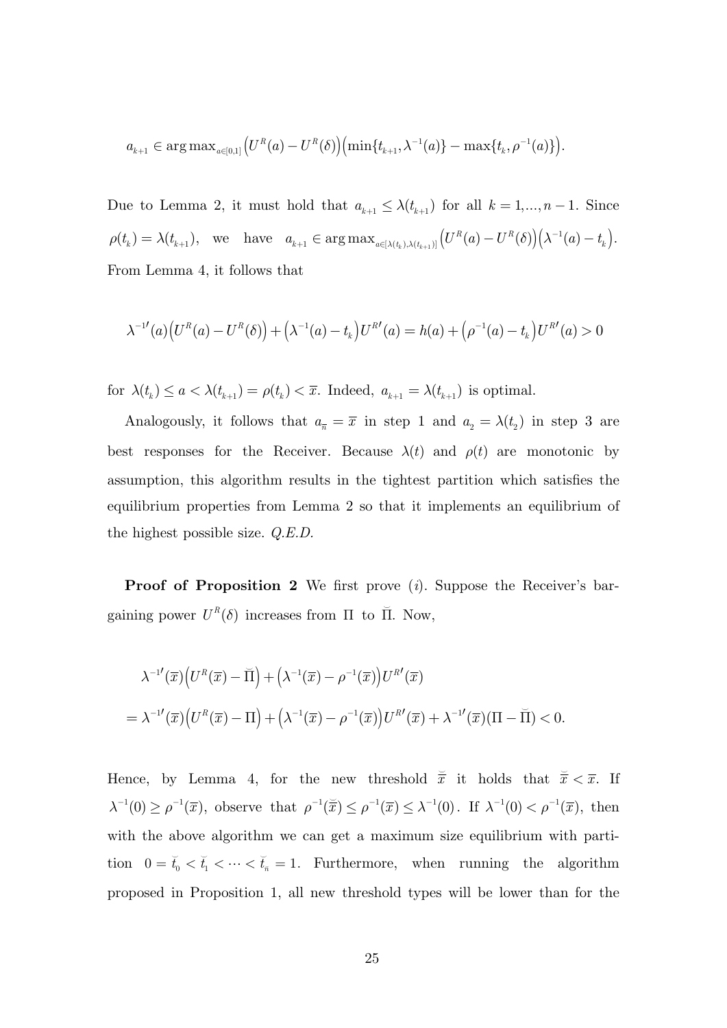$$a_{k+1} \in \arg\max_{a\in[0,1]} \Big(U^R(a) - U^R(\delta)\Big)\Big(\min\{t_{k+1}, \lambda^{-1}(a)\} - \max\{t_k, \rho^{-1}(a)\}\Big).$$

Due to Lemma 2, it must hold that $a_{k+1} \leq \lambda(t_{k+1})$ for all $k = 1, ..., n-1$. Since $\rho(t_k) = \lambda(t_{k+1})$, we have $a_{k+1} \in \arg\max_{a\in[\lambda(t_k),\lambda(t_{k+1})]} \Big(U^R(a) - U^R(\delta)\Big)\Big(\lambda^{-1}(a) - t_k\Big)$. From Lemma 4, it follows that

$$\lambda^{-1\prime}(a)\Big(U^R(a) - U^R(\delta)\Big) + \Big(\lambda^{-1}(a) - t_k\Big)U^{R\prime}(a) = h(a) + \Big(\rho^{-1}(a) - t_k\Big)U^{R\prime}(a) > 0$$

for $\lambda(t_k) \leq a < \lambda(t_{k+1}) = \rho(t_k) < \overline{x}$. Indeed, $a_{k+1} = \lambda(t_{k+1})$ is optimal.

Analogously, it follows that $a_{\overline{n}} = \overline{x}$ in step 1 and $a_2 = \lambda(t_2)$ in step 3 are best responses for the Receiver. Because $\lambda(t)$ and $\rho(t)$ are monotonic by assumption, this algorithm results in the tightest partition which satisfies the equilibrium properties from Lemma 2 so that it implements an equilibrium of the highest possible size. *Q.E.D.*

**Proof of Proposition 2** We first prove $(i)$. Suppose the Receiver's bargaining power $U^R(\delta)$ increases from $\Pi$ to $\breve{\Pi}$. Now,

$$\begin{aligned}
&\lambda^{-1\prime}(\overline{x})\Big(U^R(\overline{x}) - \breve{\Pi}\Big) + \Big(\lambda^{-1}(\overline{x}) - \rho^{-1}(\overline{x})\Big)U^{R\prime}(\overline{x}) \\
&= \lambda^{-1\prime}(\overline{x})\Big(U^R(\overline{x}) - \Pi\Big) + \Big(\lambda^{-1}(\overline{x}) - \rho^{-1}(\overline{x})\Big)U^{R\prime}(\overline{x}) + \lambda^{-1\prime}(\overline{x})(\Pi - \breve{\Pi}) < 0.
\end{aligned}$$

Hence, by Lemma 4, for the new threshold $\breve{\overline{x}}$ it holds that $\breve{\overline{x}} < \overline{x}$. If $\lambda^{-1}(0) \geq \rho^{-1}(\overline{x})$, observe that $\rho^{-1}(\breve{\overline{x}}) \leq \rho^{-1}(\overline{x}) \leq \lambda^{-1}(0)$. If $\lambda^{-1}(0) < \rho^{-1}(\overline{x})$, then with the above algorithm we can get a maximum size equilibrium with partition $0 = \breve{t}_0 < \breve{t}_1 < \cdots < \breve{t}_{\breve{n}} = 1$. Furthermore, when running the algorithm proposed in Proposition 1, all new threshold types will be lower than for the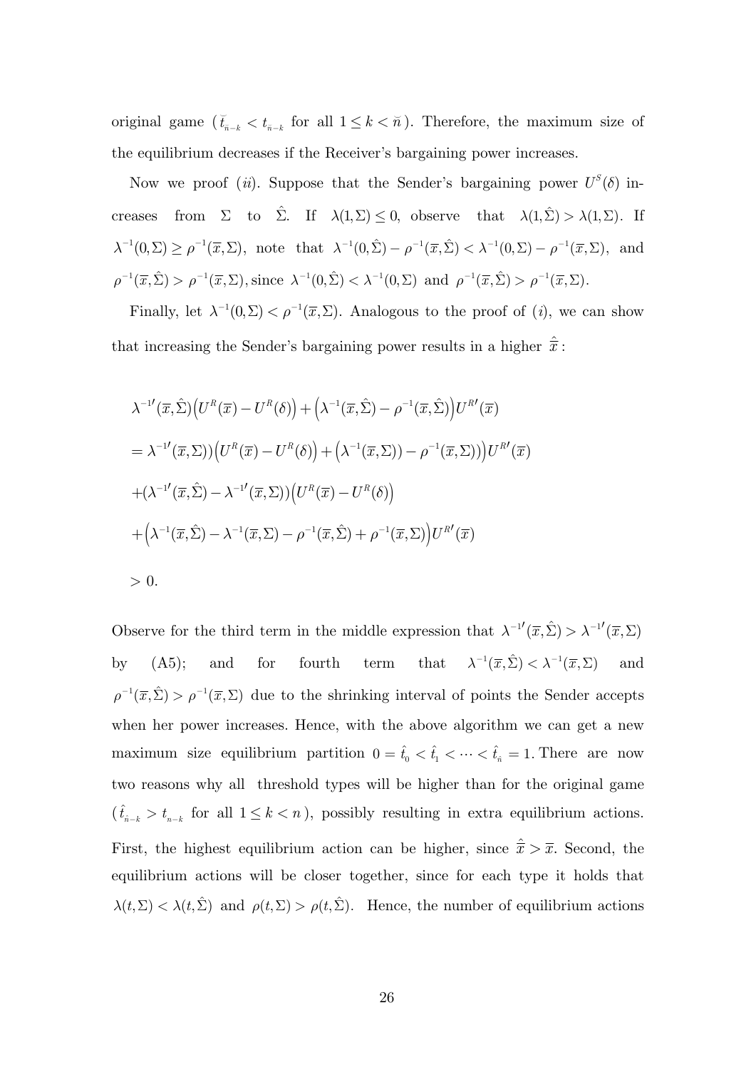original game ($\breve{t}_{\breve{n}-k} < t_{\breve{n}-k}$ for all $1 \leq k < \breve{n}$). Therefore, the maximum size of the equilibrium decreases if the Receiver's bargaining power increases.

Now we proof $(ii)$. Suppose that the Sender's bargaining power $U^S(\delta)$ increases from $\Sigma$ to $\hat{\Sigma}$. If $\lambda(1,\Sigma) \leq 0$, observe that $\lambda(1,\hat{\Sigma}) > \lambda(1,\Sigma)$. If $\lambda^{-1}(0,\Sigma) \geq \rho^{-1}(\overline{x},\Sigma)$, note that $\lambda^{-1}(0,\hat{\Sigma}) - \rho^{-1}(\overline{x},\hat{\Sigma}) < \lambda^{-1}(0,\Sigma) - \rho^{-1}(\overline{x},\Sigma)$, and $\rho^{-1}(\overline{x},\hat{\Sigma}) > \rho^{-1}(\overline{x},\Sigma)$, since $\lambda^{-1}(0,\hat{\Sigma}) < \lambda^{-1}(0,\Sigma)$ and $\rho^{-1}(\overline{x},\hat{\Sigma}) > \rho^{-1}(\overline{x},\Sigma)$.

Finally, let $\lambda^{-1}(0,\Sigma) < \rho^{-1}(\overline{x},\Sigma)$. Analogous to the proof of $(i)$, we can show that increasing the Sender's bargaining power results in a higher $\hat{\overline{x}}$:

$$
\begin{aligned}
&\lambda^{-1\prime}(\overline{x},\hat{\Sigma})\big(U^R(\overline{x}) - U^R(\delta)\big) + \big(\lambda^{-1}(\overline{x},\hat{\Sigma}) - \rho^{-1}(\overline{x},\hat{\Sigma})\big)U^{R\prime}(\overline{x}) \\
&= \lambda^{-1\prime}(\overline{x},\Sigma))\big(U^R(\overline{x}) - U^R(\delta)\big) + \big(\lambda^{-1}(\overline{x},\Sigma)) - \rho^{-1}(\overline{x},\Sigma))\big)U^{R\prime}(\overline{x}) \\
&+ (\lambda^{-1\prime}(\overline{x},\hat{\Sigma}) - \lambda^{-1\prime}(\overline{x},\Sigma))\big(U^R(\overline{x}) - U^R(\delta)\big) \\
&+ \big(\lambda^{-1}(\overline{x},\hat{\Sigma}) - \lambda^{-1}(\overline{x},\Sigma) - \rho^{-1}(\overline{x},\hat{\Sigma}) + \rho^{-1}(\overline{x},\Sigma)\big)U^{R\prime}(\overline{x}) \\
&> 0.
\end{aligned}
$$

Observe for the third term in the middle expression that $\lambda^{-1\prime}(\overline{x},\hat{\Sigma}) > \lambda^{-1\prime}(\overline{x},\Sigma)$ by (A5); and for fourth term that $\lambda^{-1}(\overline{x},\hat{\Sigma}) < \lambda^{-1}(\overline{x},\Sigma)$ and $\rho^{-1}(\overline{x},\hat{\Sigma}) > \rho^{-1}(\overline{x},\Sigma)$ due to the shrinking interval of points the Sender accepts when her power increases. Hence, with the above algorithm we can get a new maximum size equilibrium partition $0 = \hat{t}_0 < \hat{t}_1 < \cdots < \hat{t}_{\hat{n}} = 1$. There are now two reasons why all threshold types will be higher than for the original game ($\hat{t}_{\hat{n}-k} > t_{n-k}$ for all $1 \leq k < n$), possibly resulting in extra equilibrium actions. First, the highest equilibrium action can be higher, since $\hat{\overline{x}} > \overline{x}$. Second, the equilibrium actions will be closer together, since for each type it holds that $\lambda(t,\Sigma) < \lambda(t,\hat{\Sigma})$ and $\rho(t,\Sigma) > \rho(t,\hat{\Sigma})$. Hence, the number of equilibrium actions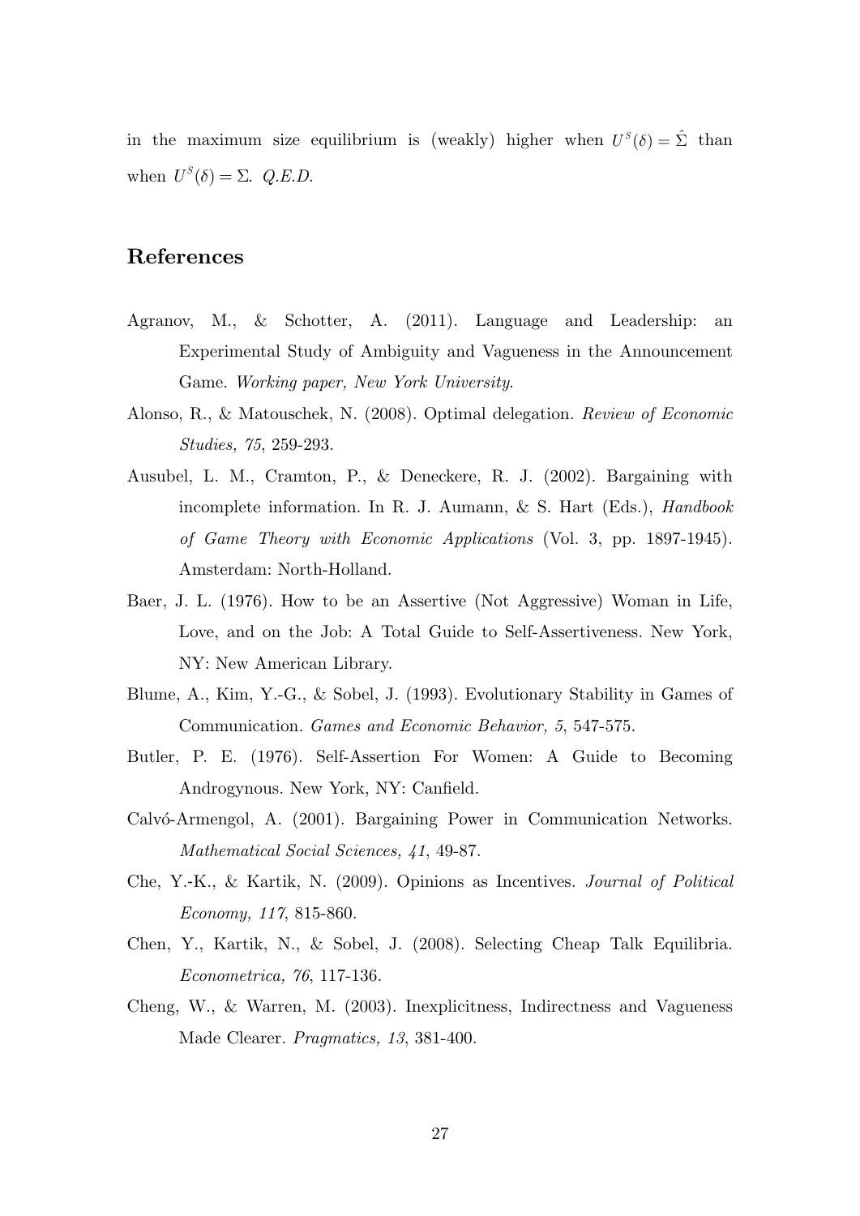in the maximum size equilibrium is (weakly) higher when $U^S(\delta) = \hat{\Sigma}$ than when $U^S(\delta) = \Sigma$. *Q.E.D.*

## References

Agranov, M., & Schotter, A. (2011). Language and Leadership: an Experimental Study of Ambiguity and Vagueness in the Announcement Game. *Working paper, New York University*.

Alonso, R., & Matouschek, N. (2008). Optimal delegation. *Review of Economic Studies, 75*, 259-293.

Ausubel, L. M., Cramton, P., & Deneckere, R. J. (2002). Bargaining with incomplete information. In R. J. Aumann, & S. Hart (Eds.), *Handbook of Game Theory with Economic Applications* (Vol. 3, pp. 1897-1945). Amsterdam: North-Holland.

Baer, J. L. (1976). How to be an Assertive (Not Aggressive) Woman in Life, Love, and on the Job: A Total Guide to Self-Assertiveness. New York, NY: New American Library.

Blume, A., Kim, Y.-G., & Sobel, J. (1993). Evolutionary Stability in Games of Communication. *Games and Economic Behavior, 5*, 547-575.

Butler, P. E. (1976). Self-Assertion For Women: A Guide to Becoming Androgynous. New York, NY: Canfield.

Calvó-Armengol, A. (2001). Bargaining Power in Communication Networks. *Mathematical Social Sciences, 41*, 49-87.

Che, Y.-K., & Kartik, N. (2009). Opinions as Incentives. *Journal of Political Economy, 117*, 815-860.

Chen, Y., Kartik, N., & Sobel, J. (2008). Selecting Cheap Talk Equilibria. *Econometrica, 76*, 117-136.

Cheng, W., & Warren, M. (2003). Inexplicitness, Indirectness and Vagueness Made Clearer. *Pragmatics, 13*, 381-400.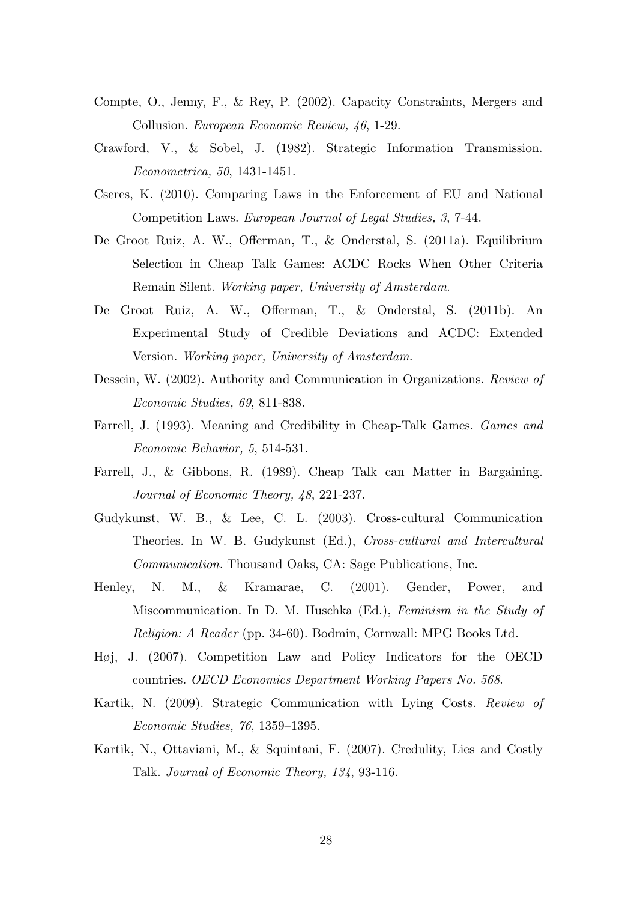Compte, O., Jenny, F., & Rey, P. (2002). Capacity Constraints, Mergers and Collusion. *European Economic Review, 46*, 1-29.

Crawford, V., & Sobel, J. (1982). Strategic Information Transmission. *Econometrica, 50*, 1431-1451.

Cseres, K. (2010). Comparing Laws in the Enforcement of EU and National Competition Laws. *European Journal of Legal Studies, 3*, 7-44.

De Groot Ruiz, A. W., Offerman, T., & Onderstal, S. (2011a). Equilibrium Selection in Cheap Talk Games: ACDC Rocks When Other Criteria Remain Silent. *Working paper, University of Amsterdam*.

De Groot Ruiz, A. W., Offerman, T., & Onderstal, S. (2011b). An Experimental Study of Credible Deviations and ACDC: Extended Version. *Working paper, University of Amsterdam*.

Dessein, W. (2002). Authority and Communication in Organizations. *Review of Economic Studies, 69*, 811-838.

Farrell, J. (1993). Meaning and Credibility in Cheap-Talk Games. *Games and Economic Behavior, 5*, 514-531.

Farrell, J., & Gibbons, R. (1989). Cheap Talk can Matter in Bargaining. *Journal of Economic Theory, 48*, 221-237.

Gudykunst, W. B., & Lee, C. L. (2003). Cross-cultural Communication Theories. In W. B. Gudykunst (Ed.), *Cross-cultural and Intercultural Communication*. Thousand Oaks, CA: Sage Publications, Inc.

Henley, N. M., & Kramarae, C. (2001). Gender, Power, and Miscommunication. In D. M. Huschka (Ed.), *Feminism in the Study of Religion: A Reader* (pp. 34-60). Bodmin, Cornwall: MPG Books Ltd.

Høj, J. (2007). Competition Law and Policy Indicators for the OECD countries. *OECD Economics Department Working Papers No. 568*.

Kartik, N. (2009). Strategic Communication with Lying Costs. *Review of Economic Studies, 76*, 1359–1395.

Kartik, N., Ottaviani, M., & Squintani, F. (2007). Credulity, Lies and Costly Talk. *Journal of Economic Theory, 134*, 93-116.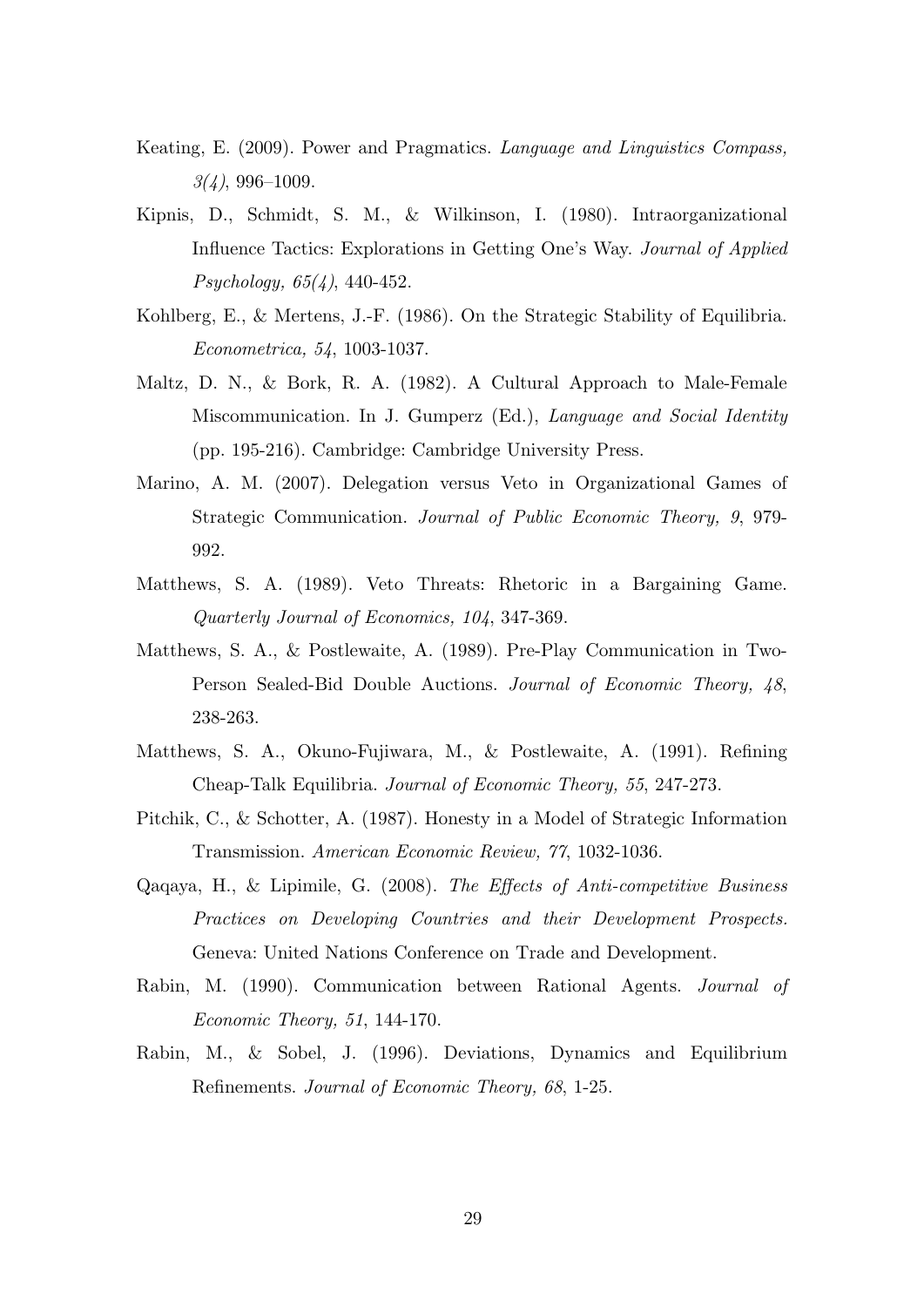Keating, E. (2009). Power and Pragmatics. *Language and Linguistics Compass, 3(4)*, 996–1009.

Kipnis, D., Schmidt, S. M., & Wilkinson, I. (1980). Intraorganizational Influence Tactics: Explorations in Getting One's Way. *Journal of Applied Psychology, 65(4)*, 440-452.

Kohlberg, E., & Mertens, J.-F. (1986). On the Strategic Stability of Equilibria. *Econometrica, 54*, 1003-1037.

Maltz, D. N., & Bork, R. A. (1982). A Cultural Approach to Male-Female Miscommunication. In J. Gumperz (Ed.), *Language and Social Identity* (pp. 195-216). Cambridge: Cambridge University Press.

Marino, A. M. (2007). Delegation versus Veto in Organizational Games of Strategic Communication. *Journal of Public Economic Theory, 9*, 979-992.

Matthews, S. A. (1989). Veto Threats: Rhetoric in a Bargaining Game. *Quarterly Journal of Economics, 104*, 347-369.

Matthews, S. A., & Postlewaite, A. (1989). Pre-Play Communication in Two-Person Sealed-Bid Double Auctions. *Journal of Economic Theory, 48*, 238-263.

Matthews, S. A., Okuno-Fujiwara, M., & Postlewaite, A. (1991). Refining Cheap-Talk Equilibria. *Journal of Economic Theory, 55*, 247-273.

Pitchik, C., & Schotter, A. (1987). Honesty in a Model of Strategic Information Transmission. *American Economic Review, 77*, 1032-1036.

Qaqaya, H., & Lipimile, G. (2008). *The Effects of Anti-competitive Business Practices on Developing Countries and their Development Prospects.* Geneva: United Nations Conference on Trade and Development.

Rabin, M. (1990). Communication between Rational Agents. *Journal of Economic Theory, 51*, 144-170.

Rabin, M., & Sobel, J. (1996). Deviations, Dynamics and Equilibrium Refinements. *Journal of Economic Theory, 68*, 1-25.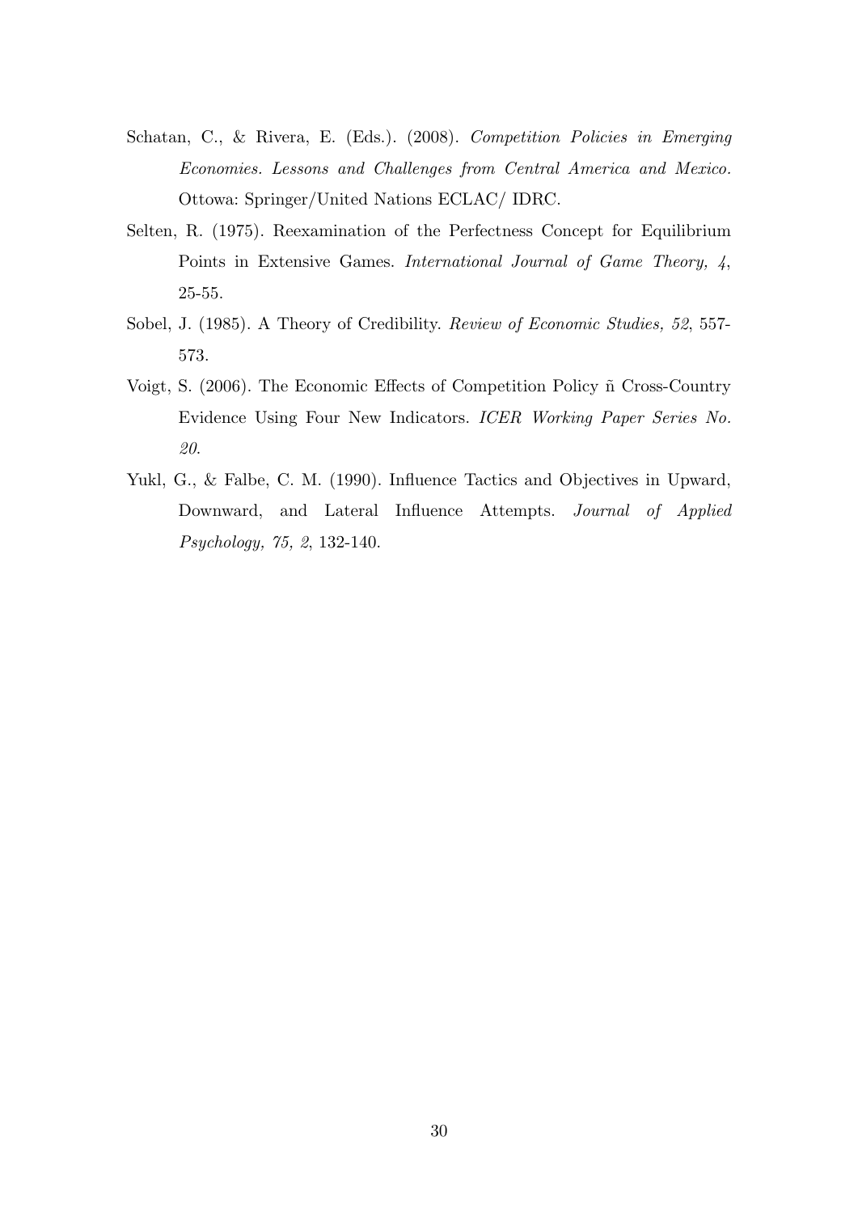Schatan, C., & Rivera, E. (Eds.). (2008). *Competition Policies in Emerging Economies. Lessons and Challenges from Central America and Mexico.* Ottowa: Springer/United Nations ECLAC/ IDRC.

Selten, R. (1975). Reexamination of the Perfectness Concept for Equilibrium Points in Extensive Games. *International Journal of Game Theory, 4*, 25-55.

Sobel, J. (1985). A Theory of Credibility. *Review of Economic Studies, 52*, 557-573.

Voigt, S. (2006). The Economic Effects of Competition Policy ñ Cross-Country Evidence Using Four New Indicators. *ICER Working Paper Series No. 20*.

Yukl, G., & Falbe, C. M. (1990). Influence Tactics and Objectives in Upward, Downward, and Lateral Influence Attempts. *Journal of Applied Psychology, 75, 2*, 132-140.